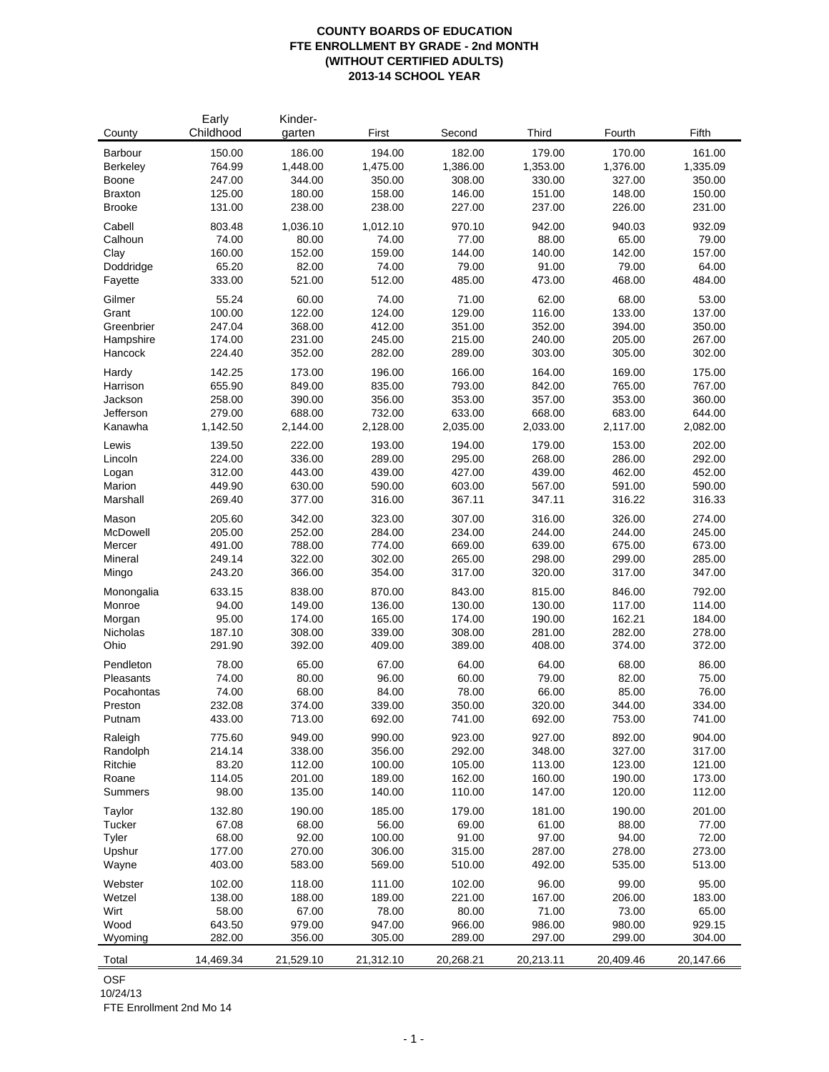# COUNTY BOARDS OF EDUCATION
## FTE ENROLLMENT BY GRADE - 2nd MONTH
## (WITHOUT CERTIFIED ADULTS)
## 2013-14 SCHOOL YEAR

| County | Early Childhood | Kinder-garten | First | Second | Third | Fourth | Fifth |
|---|---|---|---|---|---|---|---|
| Barbour | 150.00 | 186.00 | 194.00 | 182.00 | 179.00 | 170.00 | 161.00 |
| Berkeley | 764.99 | 1,448.00 | 1,475.00 | 1,386.00 | 1,353.00 | 1,376.00 | 1,335.09 |
| Boone | 247.00 | 344.00 | 350.00 | 308.00 | 330.00 | 327.00 | 350.00 |
| Braxton | 125.00 | 180.00 | 158.00 | 146.00 | 151.00 | 148.00 | 150.00 |
| Brooke | 131.00 | 238.00 | 238.00 | 227.00 | 237.00 | 226.00 | 231.00 |
| Cabell | 803.48 | 1,036.10 | 1,012.10 | 970.10 | 942.00 | 940.03 | 932.09 |
| Calhoun | 74.00 | 80.00 | 74.00 | 77.00 | 88.00 | 65.00 | 79.00 |
| Clay | 160.00 | 152.00 | 159.00 | 144.00 | 140.00 | 142.00 | 157.00 |
| Doddridge | 65.20 | 82.00 | 74.00 | 79.00 | 91.00 | 79.00 | 64.00 |
| Fayette | 333.00 | 521.00 | 512.00 | 485.00 | 473.00 | 468.00 | 484.00 |
| Gilmer | 55.24 | 60.00 | 74.00 | 71.00 | 62.00 | 68.00 | 53.00 |
| Grant | 100.00 | 122.00 | 124.00 | 129.00 | 116.00 | 133.00 | 137.00 |
| Greenbrier | 247.04 | 368.00 | 412.00 | 351.00 | 352.00 | 394.00 | 350.00 |
| Hampshire | 174.00 | 231.00 | 245.00 | 215.00 | 240.00 | 205.00 | 267.00 |
| Hancock | 224.40 | 352.00 | 282.00 | 289.00 | 303.00 | 305.00 | 302.00 |
| Hardy | 142.25 | 173.00 | 196.00 | 166.00 | 164.00 | 169.00 | 175.00 |
| Harrison | 655.90 | 849.00 | 835.00 | 793.00 | 842.00 | 765.00 | 767.00 |
| Jackson | 258.00 | 390.00 | 356.00 | 353.00 | 357.00 | 353.00 | 360.00 |
| Jefferson | 279.00 | 688.00 | 732.00 | 633.00 | 668.00 | 683.00 | 644.00 |
| Kanawha | 1,142.50 | 2,144.00 | 2,128.00 | 2,035.00 | 2,033.00 | 2,117.00 | 2,082.00 |
| Lewis | 139.50 | 222.00 | 193.00 | 194.00 | 179.00 | 153.00 | 202.00 |
| Lincoln | 224.00 | 336.00 | 289.00 | 295.00 | 268.00 | 286.00 | 292.00 |
| Logan | 312.00 | 443.00 | 439.00 | 427.00 | 439.00 | 462.00 | 452.00 |
| Marion | 449.90 | 630.00 | 590.00 | 603.00 | 567.00 | 591.00 | 590.00 |
| Marshall | 269.40 | 377.00 | 316.00 | 367.11 | 347.11 | 316.22 | 316.33 |
| Mason | 205.60 | 342.00 | 323.00 | 307.00 | 316.00 | 326.00 | 274.00 |
| McDowell | 205.00 | 252.00 | 284.00 | 234.00 | 244.00 | 244.00 | 245.00 |
| Mercer | 491.00 | 788.00 | 774.00 | 669.00 | 639.00 | 675.00 | 673.00 |
| Mineral | 249.14 | 322.00 | 302.00 | 265.00 | 298.00 | 299.00 | 285.00 |
| Mingo | 243.20 | 366.00 | 354.00 | 317.00 | 320.00 | 317.00 | 347.00 |
| Monongalia | 633.15 | 838.00 | 870.00 | 843.00 | 815.00 | 846.00 | 792.00 |
| Monroe | 94.00 | 149.00 | 136.00 | 130.00 | 130.00 | 117.00 | 114.00 |
| Morgan | 95.00 | 174.00 | 165.00 | 174.00 | 190.00 | 162.21 | 184.00 |
| Nicholas | 187.10 | 308.00 | 339.00 | 308.00 | 281.00 | 282.00 | 278.00 |
| Ohio | 291.90 | 392.00 | 409.00 | 389.00 | 408.00 | 374.00 | 372.00 |
| Pendleton | 78.00 | 65.00 | 67.00 | 64.00 | 64.00 | 68.00 | 86.00 |
| Pleasants | 74.00 | 80.00 | 96.00 | 60.00 | 79.00 | 82.00 | 75.00 |
| Pocahontas | 74.00 | 68.00 | 84.00 | 78.00 | 66.00 | 85.00 | 76.00 |
| Preston | 232.08 | 374.00 | 339.00 | 350.00 | 320.00 | 344.00 | 334.00 |
| Putnam | 433.00 | 713.00 | 692.00 | 741.00 | 692.00 | 753.00 | 741.00 |
| Raleigh | 775.60 | 949.00 | 990.00 | 923.00 | 927.00 | 892.00 | 904.00 |
| Randolph | 214.14 | 338.00 | 356.00 | 292.00 | 348.00 | 327.00 | 317.00 |
| Ritchie | 83.20 | 112.00 | 100.00 | 105.00 | 113.00 | 123.00 | 121.00 |
| Roane | 114.05 | 201.00 | 189.00 | 162.00 | 160.00 | 190.00 | 173.00 |
| Summers | 98.00 | 135.00 | 140.00 | 110.00 | 147.00 | 120.00 | 112.00 |
| Taylor | 132.80 | 190.00 | 185.00 | 179.00 | 181.00 | 190.00 | 201.00 |
| Tucker | 67.08 | 68.00 | 56.00 | 69.00 | 61.00 | 88.00 | 77.00 |
| Tyler | 68.00 | 92.00 | 100.00 | 91.00 | 97.00 | 94.00 | 72.00 |
| Upshur | 177.00 | 270.00 | 306.00 | 315.00 | 287.00 | 278.00 | 273.00 |
| Wayne | 403.00 | 583.00 | 569.00 | 510.00 | 492.00 | 535.00 | 513.00 |
| Webster | 102.00 | 118.00 | 111.00 | 102.00 | 96.00 | 99.00 | 95.00 |
| Wetzel | 138.00 | 188.00 | 189.00 | 221.00 | 167.00 | 206.00 | 183.00 |
| Wirt | 58.00 | 67.00 | 78.00 | 80.00 | 71.00 | 73.00 | 65.00 |
| Wood | 643.50 | 979.00 | 947.00 | 966.00 | 986.00 | 980.00 | 929.15 |
| Wyoming | 282.00 | 356.00 | 305.00 | 289.00 | 297.00 | 299.00 | 304.00 |
| Total | 14,469.34 | 21,529.10 | 21,312.10 | 20,268.21 | 20,213.11 | 20,409.46 | 20,147.66 |

OSF
10/24/13
FTE Enrollment 2nd Mo 14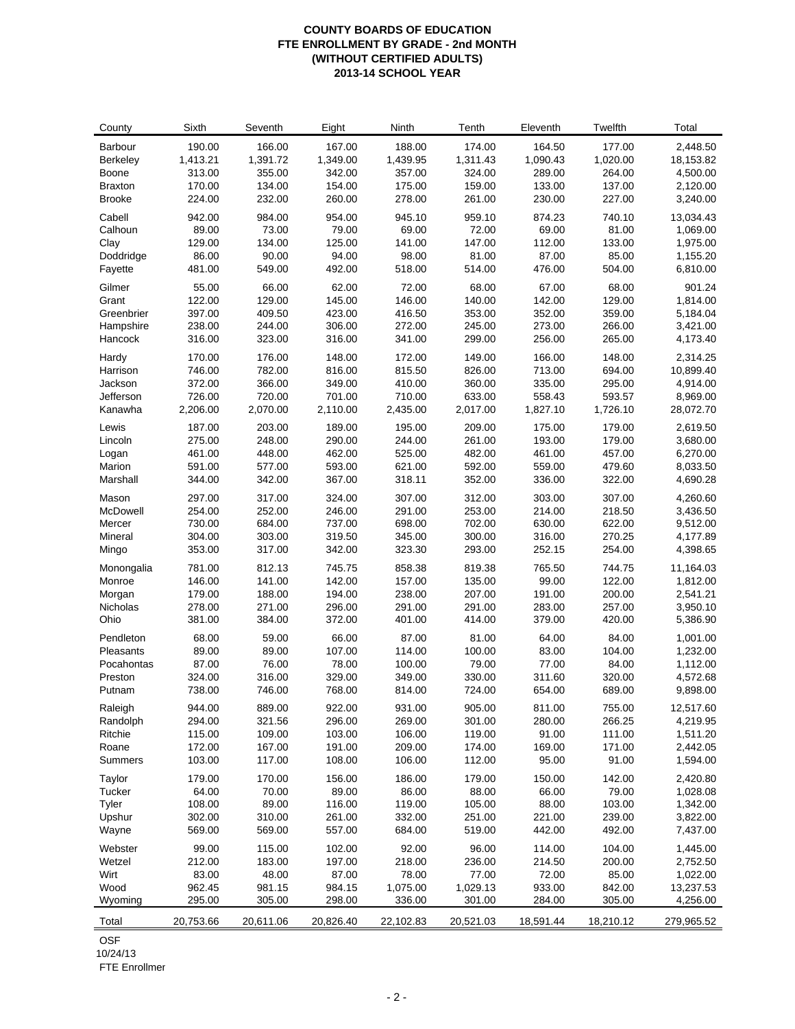# COUNTY BOARDS OF EDUCATION
## FTE ENROLLMENT BY GRADE - 2nd MONTH
## (WITHOUT CERTIFIED ADULTS)
## 2013-14 SCHOOL YEAR

| County | Sixth | Seventh | Eight | Ninth | Tenth | Eleventh | Twelfth | Total |
|---|---|---|---|---|---|---|---|---|
| Barbour | 190.00 | 166.00 | 167.00 | 188.00 | 174.00 | 164.50 | 177.00 | 2,448.50 |
| Berkeley | 1,413.21 | 1,391.72 | 1,349.00 | 1,439.95 | 1,311.43 | 1,090.43 | 1,020.00 | 18,153.82 |
| Boone | 313.00 | 355.00 | 342.00 | 357.00 | 324.00 | 289.00 | 264.00 | 4,500.00 |
| Braxton | 170.00 | 134.00 | 154.00 | 175.00 | 159.00 | 133.00 | 137.00 | 2,120.00 |
| Brooke | 224.00 | 232.00 | 260.00 | 278.00 | 261.00 | 230.00 | 227.00 | 3,240.00 |
| Cabell | 942.00 | 984.00 | 954.00 | 945.10 | 959.10 | 874.23 | 740.10 | 13,034.43 |
| Calhoun | 89.00 | 73.00 | 79.00 | 69.00 | 72.00 | 69.00 | 81.00 | 1,069.00 |
| Clay | 129.00 | 134.00 | 125.00 | 141.00 | 147.00 | 112.00 | 133.00 | 1,975.00 |
| Doddridge | 86.00 | 90.00 | 94.00 | 98.00 | 81.00 | 87.00 | 85.00 | 1,155.20 |
| Fayette | 481.00 | 549.00 | 492.00 | 518.00 | 514.00 | 476.00 | 504.00 | 6,810.00 |
| Gilmer | 55.00 | 66.00 | 62.00 | 72.00 | 68.00 | 67.00 | 68.00 | 901.24 |
| Grant | 122.00 | 129.00 | 145.00 | 146.00 | 140.00 | 142.00 | 129.00 | 1,814.00 |
| Greenbrier | 397.00 | 409.50 | 423.00 | 416.50 | 353.00 | 352.00 | 359.00 | 5,184.04 |
| Hampshire | 238.00 | 244.00 | 306.00 | 272.00 | 245.00 | 273.00 | 266.00 | 3,421.00 |
| Hancock | 316.00 | 323.00 | 316.00 | 341.00 | 299.00 | 256.00 | 265.00 | 4,173.40 |
| Hardy | 170.00 | 176.00 | 148.00 | 172.00 | 149.00 | 166.00 | 148.00 | 2,314.25 |
| Harrison | 746.00 | 782.00 | 816.00 | 815.50 | 826.00 | 713.00 | 694.00 | 10,899.40 |
| Jackson | 372.00 | 366.00 | 349.00 | 410.00 | 360.00 | 335.00 | 295.00 | 4,914.00 |
| Jefferson | 726.00 | 720.00 | 701.00 | 710.00 | 633.00 | 558.43 | 593.57 | 8,969.00 |
| Kanawha | 2,206.00 | 2,070.00 | 2,110.00 | 2,435.00 | 2,017.00 | 1,827.10 | 1,726.10 | 28,072.70 |
| Lewis | 187.00 | 203.00 | 189.00 | 195.00 | 209.00 | 175.00 | 179.00 | 2,619.50 |
| Lincoln | 275.00 | 248.00 | 290.00 | 244.00 | 261.00 | 193.00 | 179.00 | 3,680.00 |
| Logan | 461.00 | 448.00 | 462.00 | 525.00 | 482.00 | 461.00 | 457.00 | 6,270.00 |
| Marion | 591.00 | 577.00 | 593.00 | 621.00 | 592.00 | 559.00 | 479.60 | 8,033.50 |
| Marshall | 344.00 | 342.00 | 367.00 | 318.11 | 352.00 | 336.00 | 322.00 | 4,690.28 |
| Mason | 297.00 | 317.00 | 324.00 | 307.00 | 312.00 | 303.00 | 307.00 | 4,260.60 |
| McDowell | 254.00 | 252.00 | 246.00 | 291.00 | 253.00 | 214.00 | 218.50 | 3,436.50 |
| Mercer | 730.00 | 684.00 | 737.00 | 698.00 | 702.00 | 630.00 | 622.00 | 9,512.00 |
| Mineral | 304.00 | 303.00 | 319.50 | 345.00 | 300.00 | 316.00 | 270.25 | 4,177.89 |
| Mingo | 353.00 | 317.00 | 342.00 | 323.30 | 293.00 | 252.15 | 254.00 | 4,398.65 |
| Monongalia | 781.00 | 812.13 | 745.75 | 858.38 | 819.38 | 765.50 | 744.75 | 11,164.03 |
| Monroe | 146.00 | 141.00 | 142.00 | 157.00 | 135.00 | 99.00 | 122.00 | 1,812.00 |
| Morgan | 179.00 | 188.00 | 194.00 | 238.00 | 207.00 | 191.00 | 200.00 | 2,541.21 |
| Nicholas | 278.00 | 271.00 | 296.00 | 291.00 | 291.00 | 283.00 | 257.00 | 3,950.10 |
| Ohio | 381.00 | 384.00 | 372.00 | 401.00 | 414.00 | 379.00 | 420.00 | 5,386.90 |
| Pendleton | 68.00 | 59.00 | 66.00 | 87.00 | 81.00 | 64.00 | 84.00 | 1,001.00 |
| Pleasants | 89.00 | 89.00 | 107.00 | 114.00 | 100.00 | 83.00 | 104.00 | 1,232.00 |
| Pocahontas | 87.00 | 76.00 | 78.00 | 100.00 | 79.00 | 77.00 | 84.00 | 1,112.00 |
| Preston | 324.00 | 316.00 | 329.00 | 349.00 | 330.00 | 311.60 | 320.00 | 4,572.68 |
| Putnam | 738.00 | 746.00 | 768.00 | 814.00 | 724.00 | 654.00 | 689.00 | 9,898.00 |
| Raleigh | 944.00 | 889.00 | 922.00 | 931.00 | 905.00 | 811.00 | 755.00 | 12,517.60 |
| Randolph | 294.00 | 321.56 | 296.00 | 269.00 | 301.00 | 280.00 | 266.25 | 4,219.95 |
| Ritchie | 115.00 | 109.00 | 103.00 | 106.00 | 119.00 | 91.00 | 111.00 | 1,511.20 |
| Roane | 172.00 | 167.00 | 191.00 | 209.00 | 174.00 | 169.00 | 171.00 | 2,442.05 |
| Summers | 103.00 | 117.00 | 108.00 | 106.00 | 112.00 | 95.00 | 91.00 | 1,594.00 |
| Taylor | 179.00 | 170.00 | 156.00 | 186.00 | 179.00 | 150.00 | 142.00 | 2,420.80 |
| Tucker | 64.00 | 70.00 | 89.00 | 86.00 | 88.00 | 66.00 | 79.00 | 1,028.08 |
| Tyler | 108.00 | 89.00 | 116.00 | 119.00 | 105.00 | 88.00 | 103.00 | 1,342.00 |
| Upshur | 302.00 | 310.00 | 261.00 | 332.00 | 251.00 | 221.00 | 239.00 | 3,822.00 |
| Wayne | 569.00 | 569.00 | 557.00 | 684.00 | 519.00 | 442.00 | 492.00 | 7,437.00 |
| Webster | 99.00 | 115.00 | 102.00 | 92.00 | 96.00 | 114.00 | 104.00 | 1,445.00 |
| Wetzel | 212.00 | 183.00 | 197.00 | 218.00 | 236.00 | 214.50 | 200.00 | 2,752.50 |
| Wirt | 83.00 | 48.00 | 87.00 | 78.00 | 77.00 | 72.00 | 85.00 | 1,022.00 |
| Wood | 962.45 | 981.15 | 984.15 | 1,075.00 | 1,029.13 | 933.00 | 842.00 | 13,237.53 |
| Wyoming | 295.00 | 305.00 | 298.00 | 336.00 | 301.00 | 284.00 | 305.00 | 4,256.00 |
| Total | 20,753.66 | 20,611.06 | 20,826.40 | 22,102.83 | 20,521.03 | 18,591.44 | 18,210.12 | 279,965.52 |

OSF
10/24/13
FTE Enrollmer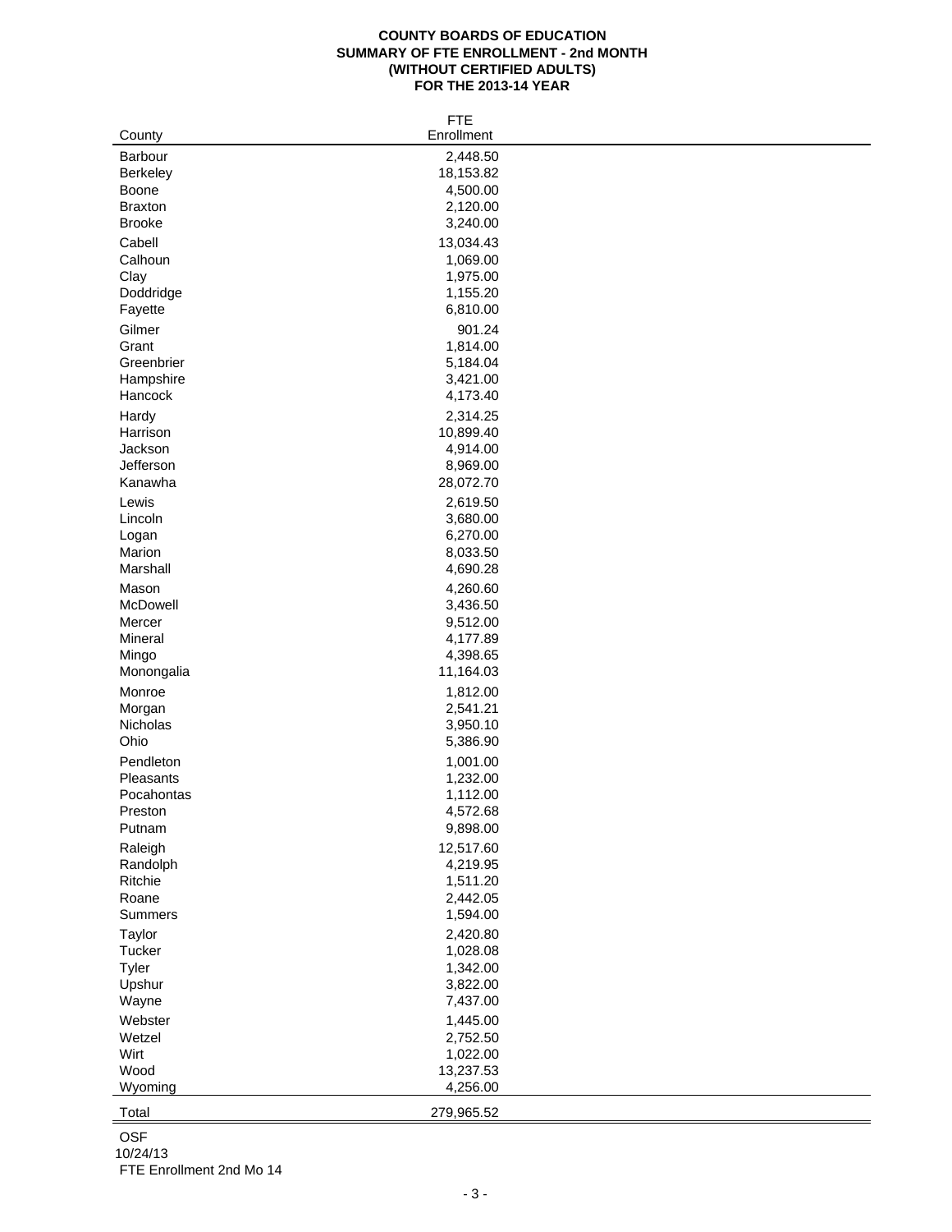**COUNTY BOARDS OF EDUCATION**
**SUMMARY OF FTE ENROLLMENT - 2nd MONTH**
**(WITHOUT CERTIFIED ADULTS)**
**FOR THE 2013-14 YEAR**

| County | FTE Enrollment |
|---|---|
| Barbour | 2,448.50 |
| Berkeley | 18,153.82 |
| Boone | 4,500.00 |
| Braxton | 2,120.00 |
| Brooke | 3,240.00 |
| Cabell | 13,034.43 |
| Calhoun | 1,069.00 |
| Clay | 1,975.00 |
| Doddridge | 1,155.20 |
| Fayette | 6,810.00 |
| Gilmer | 901.24 |
| Grant | 1,814.00 |
| Greenbrier | 5,184.04 |
| Hampshire | 3,421.00 |
| Hancock | 4,173.40 |
| Hardy | 2,314.25 |
| Harrison | 10,899.40 |
| Jackson | 4,914.00 |
| Jefferson | 8,969.00 |
| Kanawha | 28,072.70 |
| Lewis | 2,619.50 |
| Lincoln | 3,680.00 |
| Logan | 6,270.00 |
| Marion | 8,033.50 |
| Marshall | 4,690.28 |
| Mason | 4,260.60 |
| McDowell | 3,436.50 |
| Mercer | 9,512.00 |
| Mineral | 4,177.89 |
| Mingo | 4,398.65 |
| Monongalia | 11,164.03 |
| Monroe | 1,812.00 |
| Morgan | 2,541.21 |
| Nicholas | 3,950.10 |
| Ohio | 5,386.90 |
| Pendleton | 1,001.00 |
| Pleasants | 1,232.00 |
| Pocahontas | 1,112.00 |
| Preston | 4,572.68 |
| Putnam | 9,898.00 |
| Raleigh | 12,517.60 |
| Randolph | 4,219.95 |
| Ritchie | 1,511.20 |
| Roane | 2,442.05 |
| Summers | 1,594.00 |
| Taylor | 2,420.80 |
| Tucker | 1,028.08 |
| Tyler | 1,342.00 |
| Upshur | 3,822.00 |
| Wayne | 7,437.00 |
| Webster | 1,445.00 |
| Wetzel | 2,752.50 |
| Wirt | 1,022.00 |
| Wood | 13,237.53 |
| Wyoming | 4,256.00 |
| Total | 279,965.52 |

OSF
10/24/13
FTE Enrollment 2nd Mo 14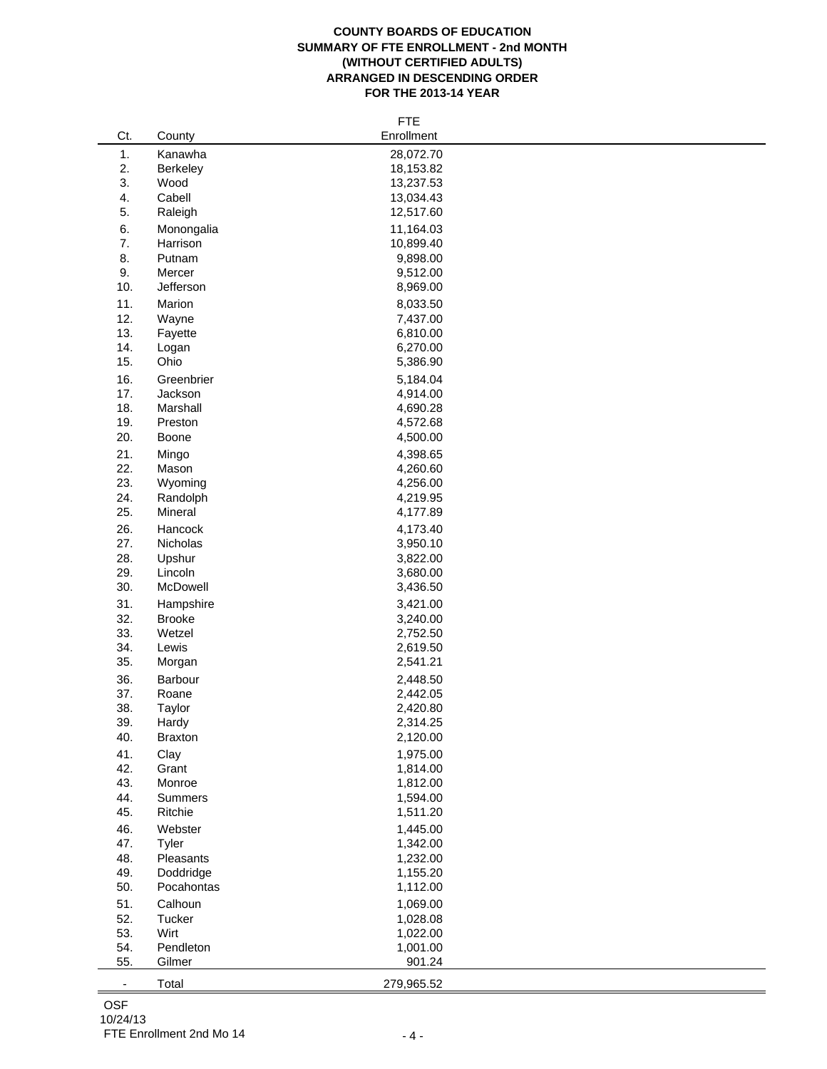**COUNTY BOARDS OF EDUCATION**
**SUMMARY OF FTE ENROLLMENT - 2nd MONTH**
**(WITHOUT CERTIFIED ADULTS)**
**ARRANGED IN DESCENDING ORDER**
**FOR THE 2013-14 YEAR**

| Ct. | County | FTE Enrollment |
|---|---|---|
| 1. | Kanawha | 28,072.70 |
| 2. | Berkeley | 18,153.82 |
| 3. | Wood | 13,237.53 |
| 4. | Cabell | 13,034.43 |
| 5. | Raleigh | 12,517.60 |
| 6. | Monongalia | 11,164.03 |
| 7. | Harrison | 10,899.40 |
| 8. | Putnam | 9,898.00 |
| 9. | Mercer | 9,512.00 |
| 10. | Jefferson | 8,969.00 |
| 11. | Marion | 8,033.50 |
| 12. | Wayne | 7,437.00 |
| 13. | Fayette | 6,810.00 |
| 14. | Logan | 6,270.00 |
| 15. | Ohio | 5,386.90 |
| 16. | Greenbrier | 5,184.04 |
| 17. | Jackson | 4,914.00 |
| 18. | Marshall | 4,690.28 |
| 19. | Preston | 4,572.68 |
| 20. | Boone | 4,500.00 |
| 21. | Mingo | 4,398.65 |
| 22. | Mason | 4,260.60 |
| 23. | Wyoming | 4,256.00 |
| 24. | Randolph | 4,219.95 |
| 25. | Mineral | 4,177.89 |
| 26. | Hancock | 4,173.40 |
| 27. | Nicholas | 3,950.10 |
| 28. | Upshur | 3,822.00 |
| 29. | Lincoln | 3,680.00 |
| 30. | McDowell | 3,436.50 |
| 31. | Hampshire | 3,421.00 |
| 32. | Brooke | 3,240.00 |
| 33. | Wetzel | 2,752.50 |
| 34. | Lewis | 2,619.50 |
| 35. | Morgan | 2,541.21 |
| 36. | Barbour | 2,448.50 |
| 37. | Roane | 2,442.05 |
| 38. | Taylor | 2,420.80 |
| 39. | Hardy | 2,314.25 |
| 40. | Braxton | 2,120.00 |
| 41. | Clay | 1,975.00 |
| 42. | Grant | 1,814.00 |
| 43. | Monroe | 1,812.00 |
| 44. | Summers | 1,594.00 |
| 45. | Ritchie | 1,511.20 |
| 46. | Webster | 1,445.00 |
| 47. | Tyler | 1,342.00 |
| 48. | Pleasants | 1,232.00 |
| 49. | Doddridge | 1,155.20 |
| 50. | Pocahontas | 1,112.00 |
| 51. | Calhoun | 1,069.00 |
| 52. | Tucker | 1,028.08 |
| 53. | Wirt | 1,022.00 |
| 54. | Pendleton | 1,001.00 |
| 55. | Gilmer | 901.24 |
| - | Total | 279,965.52 |

OSF
10/24/13
FTE Enrollment 2nd Mo 14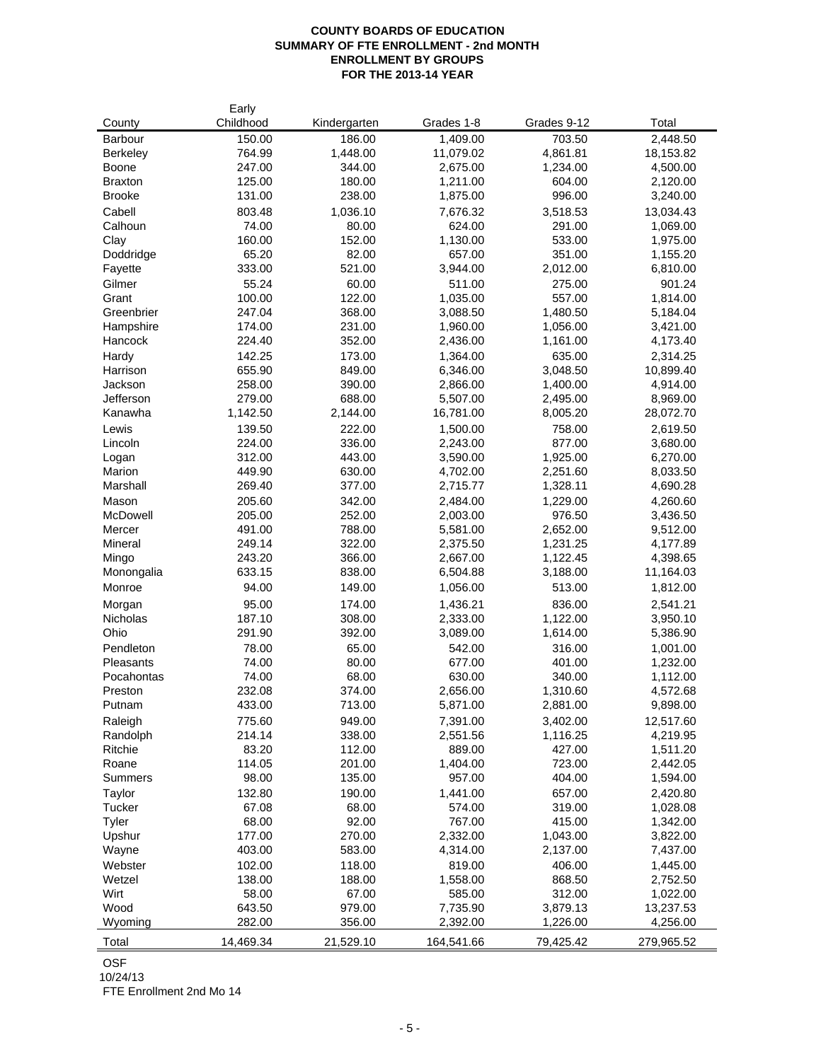**COUNTY BOARDS OF EDUCATION**
**SUMMARY OF FTE ENROLLMENT - 2nd MONTH**
**ENROLLMENT BY GROUPS**
**FOR THE 2013-14 YEAR**

| County | Early Childhood | Kindergarten | Grades 1-8 | Grades 9-12 | Total |
|---|---|---|---|---|---|
| Barbour | 150.00 | 186.00 | 1,409.00 | 703.50 | 2,448.50 |
| Berkeley | 764.99 | 1,448.00 | 11,079.02 | 4,861.81 | 18,153.82 |
| Boone | 247.00 | 344.00 | 2,675.00 | 1,234.00 | 4,500.00 |
| Braxton | 125.00 | 180.00 | 1,211.00 | 604.00 | 2,120.00 |
| Brooke | 131.00 | 238.00 | 1,875.00 | 996.00 | 3,240.00 |
| Cabell | 803.48 | 1,036.10 | 7,676.32 | 3,518.53 | 13,034.43 |
| Calhoun | 74.00 | 80.00 | 624.00 | 291.00 | 1,069.00 |
| Clay | 160.00 | 152.00 | 1,130.00 | 533.00 | 1,975.00 |
| Doddridge | 65.20 | 82.00 | 657.00 | 351.00 | 1,155.20 |
| Fayette | 333.00 | 521.00 | 3,944.00 | 2,012.00 | 6,810.00 |
| Gilmer | 55.24 | 60.00 | 511.00 | 275.00 | 901.24 |
| Grant | 100.00 | 122.00 | 1,035.00 | 557.00 | 1,814.00 |
| Greenbrier | 247.04 | 368.00 | 3,088.50 | 1,480.50 | 5,184.04 |
| Hampshire | 174.00 | 231.00 | 1,960.00 | 1,056.00 | 3,421.00 |
| Hancock | 224.40 | 352.00 | 2,436.00 | 1,161.00 | 4,173.40 |
| Hardy | 142.25 | 173.00 | 1,364.00 | 635.00 | 2,314.25 |
| Harrison | 655.90 | 849.00 | 6,346.00 | 3,048.50 | 10,899.40 |
| Jackson | 258.00 | 390.00 | 2,866.00 | 1,400.00 | 4,914.00 |
| Jefferson | 279.00 | 688.00 | 5,507.00 | 2,495.00 | 8,969.00 |
| Kanawha | 1,142.50 | 2,144.00 | 16,781.00 | 8,005.20 | 28,072.70 |
| Lewis | 139.50 | 222.00 | 1,500.00 | 758.00 | 2,619.50 |
| Lincoln | 224.00 | 336.00 | 2,243.00 | 877.00 | 3,680.00 |
| Logan | 312.00 | 443.00 | 3,590.00 | 1,925.00 | 6,270.00 |
| Marion | 449.90 | 630.00 | 4,702.00 | 2,251.60 | 8,033.50 |
| Marshall | 269.40 | 377.00 | 2,715.77 | 1,328.11 | 4,690.28 |
| Mason | 205.60 | 342.00 | 2,484.00 | 1,229.00 | 4,260.60 |
| McDowell | 205.00 | 252.00 | 2,003.00 | 976.50 | 3,436.50 |
| Mercer | 491.00 | 788.00 | 5,581.00 | 2,652.00 | 9,512.00 |
| Mineral | 249.14 | 322.00 | 2,375.50 | 1,231.25 | 4,177.89 |
| Mingo | 243.20 | 366.00 | 2,667.00 | 1,122.45 | 4,398.65 |
| Monongalia | 633.15 | 838.00 | 6,504.88 | 3,188.00 | 11,164.03 |
| Monroe | 94.00 | 149.00 | 1,056.00 | 513.00 | 1,812.00 |
| Morgan | 95.00 | 174.00 | 1,436.21 | 836.00 | 2,541.21 |
| Nicholas | 187.10 | 308.00 | 2,333.00 | 1,122.00 | 3,950.10 |
| Ohio | 291.90 | 392.00 | 3,089.00 | 1,614.00 | 5,386.90 |
| Pendleton | 78.00 | 65.00 | 542.00 | 316.00 | 1,001.00 |
| Pleasants | 74.00 | 80.00 | 677.00 | 401.00 | 1,232.00 |
| Pocahontas | 74.00 | 68.00 | 630.00 | 340.00 | 1,112.00 |
| Preston | 232.08 | 374.00 | 2,656.00 | 1,310.60 | 4,572.68 |
| Putnam | 433.00 | 713.00 | 5,871.00 | 2,881.00 | 9,898.00 |
| Raleigh | 775.60 | 949.00 | 7,391.00 | 3,402.00 | 12,517.60 |
| Randolph | 214.14 | 338.00 | 2,551.56 | 1,116.25 | 4,219.95 |
| Ritchie | 83.20 | 112.00 | 889.00 | 427.00 | 1,511.20 |
| Roane | 114.05 | 201.00 | 1,404.00 | 723.00 | 2,442.05 |
| Summers | 98.00 | 135.00 | 957.00 | 404.00 | 1,594.00 |
| Taylor | 132.80 | 190.00 | 1,441.00 | 657.00 | 2,420.80 |
| Tucker | 67.08 | 68.00 | 574.00 | 319.00 | 1,028.08 |
| Tyler | 68.00 | 92.00 | 767.00 | 415.00 | 1,342.00 |
| Upshur | 177.00 | 270.00 | 2,332.00 | 1,043.00 | 3,822.00 |
| Wayne | 403.00 | 583.00 | 4,314.00 | 2,137.00 | 7,437.00 |
| Webster | 102.00 | 118.00 | 819.00 | 406.00 | 1,445.00 |
| Wetzel | 138.00 | 188.00 | 1,558.00 | 868.50 | 2,752.50 |
| Wirt | 58.00 | 67.00 | 585.00 | 312.00 | 1,022.00 |
| Wood | 643.50 | 979.00 | 7,735.90 | 3,879.13 | 13,237.53 |
| Wyoming | 282.00 | 356.00 | 2,392.00 | 1,226.00 | 4,256.00 |
| Total | 14,469.34 | 21,529.10 | 164,541.66 | 79,425.42 | 279,965.52 |

OSF
10/24/13
FTE Enrollment 2nd Mo 14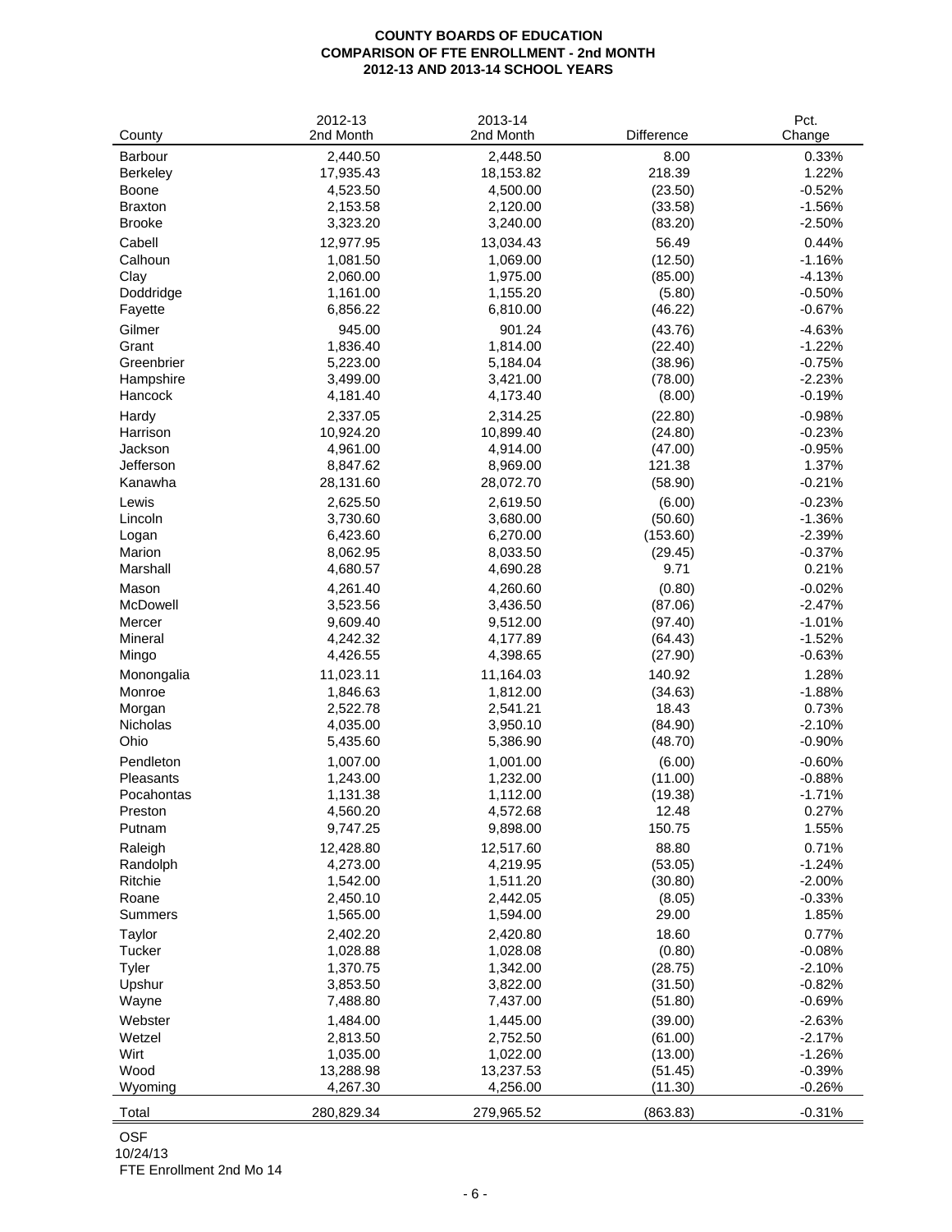**COUNTY BOARDS OF EDUCATION**
**COMPARISON OF FTE ENROLLMENT - 2nd MONTH**
**2012-13 AND 2013-14 SCHOOL YEARS**

| County | 2012-13 2nd Month | 2013-14 2nd Month | Difference | Pct. Change |
|---|---|---|---|---|
| Barbour | 2,440.50 | 2,448.50 | 8.00 | 0.33% |
| Berkeley | 17,935.43 | 18,153.82 | 218.39 | 1.22% |
| Boone | 4,523.50 | 4,500.00 | (23.50) | -0.52% |
| Braxton | 2,153.58 | 2,120.00 | (33.58) | -1.56% |
| Brooke | 3,323.20 | 3,240.00 | (83.20) | -2.50% |
| Cabell | 12,977.95 | 13,034.43 | 56.49 | 0.44% |
| Calhoun | 1,081.50 | 1,069.00 | (12.50) | -1.16% |
| Clay | 2,060.00 | 1,975.00 | (85.00) | -4.13% |
| Doddridge | 1,161.00 | 1,155.20 | (5.80) | -0.50% |
| Fayette | 6,856.22 | 6,810.00 | (46.22) | -0.67% |
| Gilmer | 945.00 | 901.24 | (43.76) | -4.63% |
| Grant | 1,836.40 | 1,814.00 | (22.40) | -1.22% |
| Greenbrier | 5,223.00 | 5,184.04 | (38.96) | -0.75% |
| Hampshire | 3,499.00 | 3,421.00 | (78.00) | -2.23% |
| Hancock | 4,181.40 | 4,173.40 | (8.00) | -0.19% |
| Hardy | 2,337.05 | 2,314.25 | (22.80) | -0.98% |
| Harrison | 10,924.20 | 10,899.40 | (24.80) | -0.23% |
| Jackson | 4,961.00 | 4,914.00 | (47.00) | -0.95% |
| Jefferson | 8,847.62 | 8,969.00 | 121.38 | 1.37% |
| Kanawha | 28,131.60 | 28,072.70 | (58.90) | -0.21% |
| Lewis | 2,625.50 | 2,619.50 | (6.00) | -0.23% |
| Lincoln | 3,730.60 | 3,680.00 | (50.60) | -1.36% |
| Logan | 6,423.60 | 6,270.00 | (153.60) | -2.39% |
| Marion | 8,062.95 | 8,033.50 | (29.45) | -0.37% |
| Marshall | 4,680.57 | 4,690.28 | 9.71 | 0.21% |
| Mason | 4,261.40 | 4,260.60 | (0.80) | -0.02% |
| McDowell | 3,523.56 | 3,436.50 | (87.06) | -2.47% |
| Mercer | 9,609.40 | 9,512.00 | (97.40) | -1.01% |
| Mineral | 4,242.32 | 4,177.89 | (64.43) | -1.52% |
| Mingo | 4,426.55 | 4,398.65 | (27.90) | -0.63% |
| Monongalia | 11,023.11 | 11,164.03 | 140.92 | 1.28% |
| Monroe | 1,846.63 | 1,812.00 | (34.63) | -1.88% |
| Morgan | 2,522.78 | 2,541.21 | 18.43 | 0.73% |
| Nicholas | 4,035.00 | 3,950.10 | (84.90) | -2.10% |
| Ohio | 5,435.60 | 5,386.90 | (48.70) | -0.90% |
| Pendleton | 1,007.00 | 1,001.00 | (6.00) | -0.60% |
| Pleasants | 1,243.00 | 1,232.00 | (11.00) | -0.88% |
| Pocahontas | 1,131.38 | 1,112.00 | (19.38) | -1.71% |
| Preston | 4,560.20 | 4,572.68 | 12.48 | 0.27% |
| Putnam | 9,747.25 | 9,898.00 | 150.75 | 1.55% |
| Raleigh | 12,428.80 | 12,517.60 | 88.80 | 0.71% |
| Randolph | 4,273.00 | 4,219.95 | (53.05) | -1.24% |
| Ritchie | 1,542.00 | 1,511.20 | (30.80) | -2.00% |
| Roane | 2,450.10 | 2,442.05 | (8.05) | -0.33% |
| Summers | 1,565.00 | 1,594.00 | 29.00 | 1.85% |
| Taylor | 2,402.20 | 2,420.80 | 18.60 | 0.77% |
| Tucker | 1,028.88 | 1,028.08 | (0.80) | -0.08% |
| Tyler | 1,370.75 | 1,342.00 | (28.75) | -2.10% |
| Upshur | 3,853.50 | 3,822.00 | (31.50) | -0.82% |
| Wayne | 7,488.80 | 7,437.00 | (51.80) | -0.69% |
| Webster | 1,484.00 | 1,445.00 | (39.00) | -2.63% |
| Wetzel | 2,813.50 | 2,752.50 | (61.00) | -2.17% |
| Wirt | 1,035.00 | 1,022.00 | (13.00) | -1.26% |
| Wood | 13,288.98 | 13,237.53 | (51.45) | -0.39% |
| Wyoming | 4,267.30 | 4,256.00 | (11.30) | -0.26% |
| Total | 280,829.34 | 279,965.52 | (863.83) | -0.31% |

OSF
10/24/13
FTE Enrollment 2nd Mo 14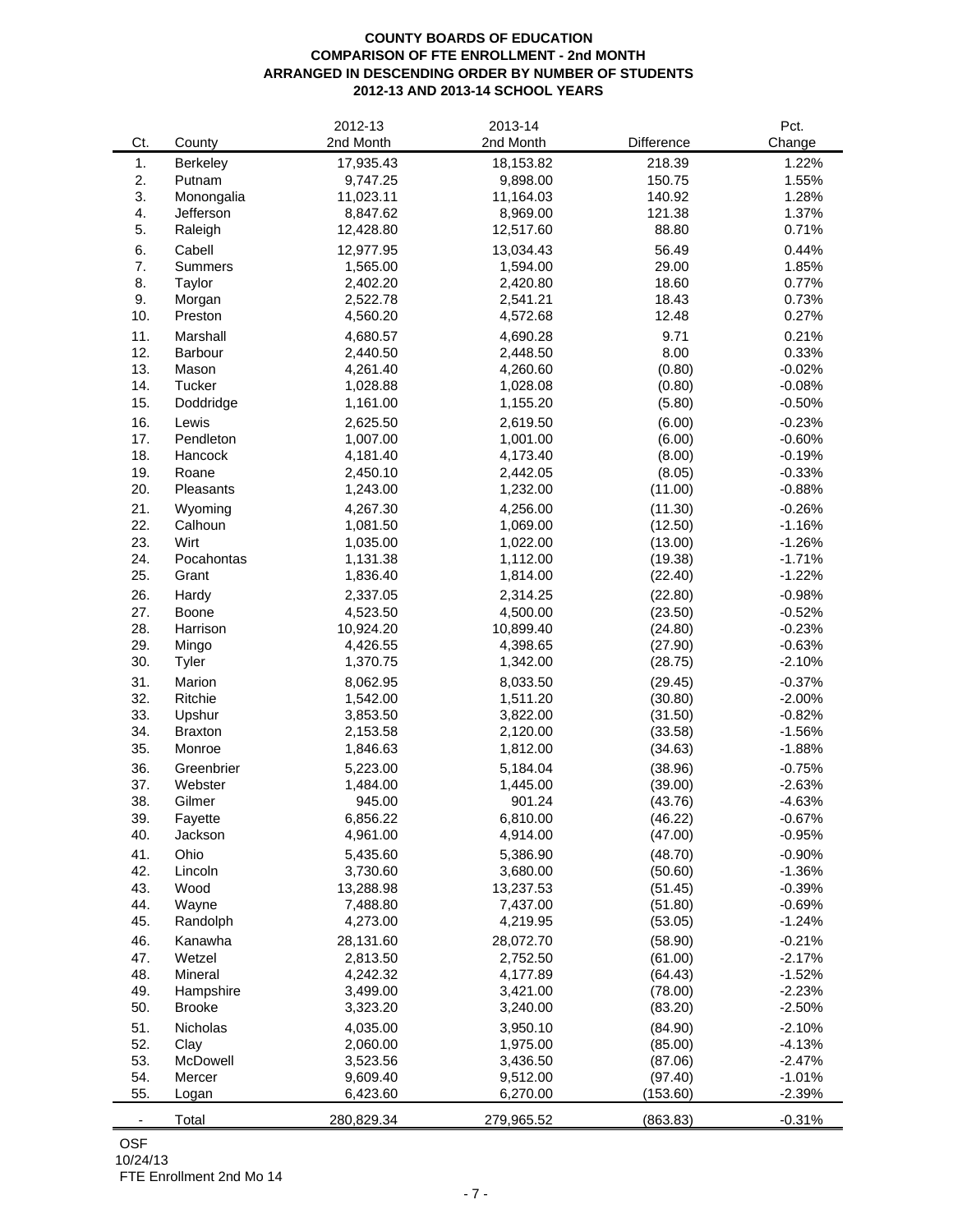**COUNTY BOARDS OF EDUCATION**
**COMPARISON OF FTE ENROLLMENT - 2nd MONTH**
**ARRANGED IN DESCENDING ORDER BY NUMBER OF STUDENTS**
**2012-13 AND 2013-14 SCHOOL YEARS**

| Ct. | County | 2012-13 2nd Month | 2013-14 2nd Month | Difference | Pct. Change |
|---|---|---|---|---|---|
| 1. | Berkeley | 17,935.43 | 18,153.82 | 218.39 | 1.22% |
| 2. | Putnam | 9,747.25 | 9,898.00 | 150.75 | 1.55% |
| 3. | Monongalia | 11,023.11 | 11,164.03 | 140.92 | 1.28% |
| 4. | Jefferson | 8,847.62 | 8,969.00 | 121.38 | 1.37% |
| 5. | Raleigh | 12,428.80 | 12,517.60 | 88.80 | 0.71% |
| 6. | Cabell | 12,977.95 | 13,034.43 | 56.49 | 0.44% |
| 7. | Summers | 1,565.00 | 1,594.00 | 29.00 | 1.85% |
| 8. | Taylor | 2,402.20 | 2,420.80 | 18.60 | 0.77% |
| 9. | Morgan | 2,522.78 | 2,541.21 | 18.43 | 0.73% |
| 10. | Preston | 4,560.20 | 4,572.68 | 12.48 | 0.27% |
| 11. | Marshall | 4,680.57 | 4,690.28 | 9.71 | 0.21% |
| 12. | Barbour | 2,440.50 | 2,448.50 | 8.00 | 0.33% |
| 13. | Mason | 4,261.40 | 4,260.60 | (0.80) | -0.02% |
| 14. | Tucker | 1,028.88 | 1,028.08 | (0.80) | -0.08% |
| 15. | Doddridge | 1,161.00 | 1,155.20 | (5.80) | -0.50% |
| 16. | Lewis | 2,625.50 | 2,619.50 | (6.00) | -0.23% |
| 17. | Pendleton | 1,007.00 | 1,001.00 | (6.00) | -0.60% |
| 18. | Hancock | 4,181.40 | 4,173.40 | (8.00) | -0.19% |
| 19. | Roane | 2,450.10 | 2,442.05 | (8.05) | -0.33% |
| 20. | Pleasants | 1,243.00 | 1,232.00 | (11.00) | -0.88% |
| 21. | Wyoming | 4,267.30 | 4,256.00 | (11.30) | -0.26% |
| 22. | Calhoun | 1,081.50 | 1,069.00 | (12.50) | -1.16% |
| 23. | Wirt | 1,035.00 | 1,022.00 | (13.00) | -1.26% |
| 24. | Pocahontas | 1,131.38 | 1,112.00 | (19.38) | -1.71% |
| 25. | Grant | 1,836.40 | 1,814.00 | (22.40) | -1.22% |
| 26. | Hardy | 2,337.05 | 2,314.25 | (22.80) | -0.98% |
| 27. | Boone | 4,523.50 | 4,500.00 | (23.50) | -0.52% |
| 28. | Harrison | 10,924.20 | 10,899.40 | (24.80) | -0.23% |
| 29. | Mingo | 4,426.55 | 4,398.65 | (27.90) | -0.63% |
| 30. | Tyler | 1,370.75 | 1,342.00 | (28.75) | -2.10% |
| 31. | Marion | 8,062.95 | 8,033.50 | (29.45) | -0.37% |
| 32. | Ritchie | 1,542.00 | 1,511.20 | (30.80) | -2.00% |
| 33. | Upshur | 3,853.50 | 3,822.00 | (31.50) | -0.82% |
| 34. | Braxton | 2,153.58 | 2,120.00 | (33.58) | -1.56% |
| 35. | Monroe | 1,846.63 | 1,812.00 | (34.63) | -1.88% |
| 36. | Greenbrier | 5,223.00 | 5,184.04 | (38.96) | -0.75% |
| 37. | Webster | 1,484.00 | 1,445.00 | (39.00) | -2.63% |
| 38. | Gilmer | 945.00 | 901.24 | (43.76) | -4.63% |
| 39. | Fayette | 6,856.22 | 6,810.00 | (46.22) | -0.67% |
| 40. | Jackson | 4,961.00 | 4,914.00 | (47.00) | -0.95% |
| 41. | Ohio | 5,435.60 | 5,386.90 | (48.70) | -0.90% |
| 42. | Lincoln | 3,730.60 | 3,680.00 | (50.60) | -1.36% |
| 43. | Wood | 13,288.98 | 13,237.53 | (51.45) | -0.39% |
| 44. | Wayne | 7,488.80 | 7,437.00 | (51.80) | -0.69% |
| 45. | Randolph | 4,273.00 | 4,219.95 | (53.05) | -1.24% |
| 46. | Kanawha | 28,131.60 | 28,072.70 | (58.90) | -0.21% |
| 47. | Wetzel | 2,813.50 | 2,752.50 | (61.00) | -2.17% |
| 48. | Mineral | 4,242.32 | 4,177.89 | (64.43) | -1.52% |
| 49. | Hampshire | 3,499.00 | 3,421.00 | (78.00) | -2.23% |
| 50. | Brooke | 3,323.20 | 3,240.00 | (83.20) | -2.50% |
| 51. | Nicholas | 4,035.00 | 3,950.10 | (84.90) | -2.10% |
| 52. | Clay | 2,060.00 | 1,975.00 | (85.00) | -4.13% |
| 53. | McDowell | 3,523.56 | 3,436.50 | (87.06) | -2.47% |
| 54. | Mercer | 9,609.40 | 9,512.00 | (97.40) | -1.01% |
| 55. | Logan | 6,423.60 | 6,270.00 | (153.60) | -2.39% |
| - | Total | 280,829.34 | 279,965.52 | (863.83) | -0.31% |

OSF
10/24/13
FTE Enrollment 2nd Mo 14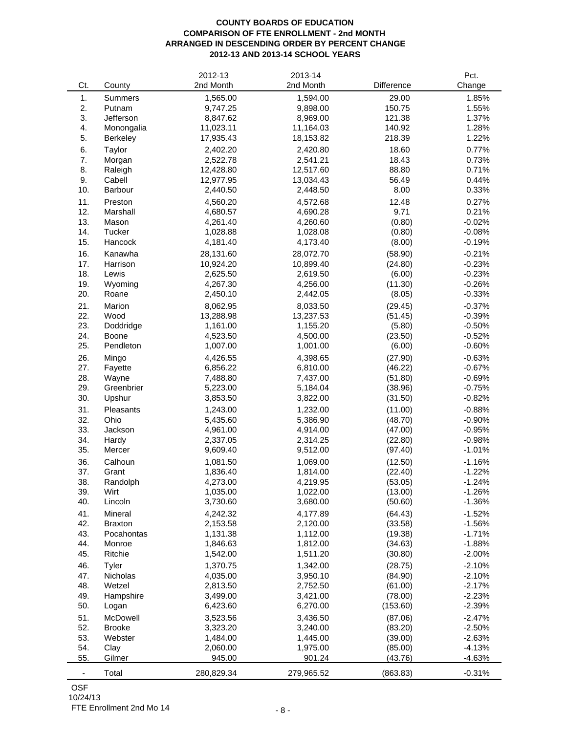**COUNTY BOARDS OF EDUCATION**
**COMPARISON OF FTE ENROLLMENT - 2nd MONTH**
**ARRANGED IN DESCENDING ORDER BY PERCENT CHANGE**
**2012-13 AND 2013-14 SCHOOL YEARS**

| Ct. | County | 2012-13 2nd Month | 2013-14 2nd Month | Difference | Pct. Change |
|---|---|---|---|---|---|
| 1. | Summers | 1,565.00 | 1,594.00 | 29.00 | 1.85% |
| 2. | Putnam | 9,747.25 | 9,898.00 | 150.75 | 1.55% |
| 3. | Jefferson | 8,847.62 | 8,969.00 | 121.38 | 1.37% |
| 4. | Monongalia | 11,023.11 | 11,164.03 | 140.92 | 1.28% |
| 5. | Berkeley | 17,935.43 | 18,153.82 | 218.39 | 1.22% |
| 6. | Taylor | 2,402.20 | 2,420.80 | 18.60 | 0.77% |
| 7. | Morgan | 2,522.78 | 2,541.21 | 18.43 | 0.73% |
| 8. | Raleigh | 12,428.80 | 12,517.60 | 88.80 | 0.71% |
| 9. | Cabell | 12,977.95 | 13,034.43 | 56.49 | 0.44% |
| 10. | Barbour | 2,440.50 | 2,448.50 | 8.00 | 0.33% |
| 11. | Preston | 4,560.20 | 4,572.68 | 12.48 | 0.27% |
| 12. | Marshall | 4,680.57 | 4,690.28 | 9.71 | 0.21% |
| 13. | Mason | 4,261.40 | 4,260.60 | (0.80) | -0.02% |
| 14. | Tucker | 1,028.88 | 1,028.08 | (0.80) | -0.08% |
| 15. | Hancock | 4,181.40 | 4,173.40 | (8.00) | -0.19% |
| 16. | Kanawha | 28,131.60 | 28,072.70 | (58.90) | -0.21% |
| 17. | Harrison | 10,924.20 | 10,899.40 | (24.80) | -0.23% |
| 18. | Lewis | 2,625.50 | 2,619.50 | (6.00) | -0.23% |
| 19. | Wyoming | 4,267.30 | 4,256.00 | (11.30) | -0.26% |
| 20. | Roane | 2,450.10 | 2,442.05 | (8.05) | -0.33% |
| 21. | Marion | 8,062.95 | 8,033.50 | (29.45) | -0.37% |
| 22. | Wood | 13,288.98 | 13,237.53 | (51.45) | -0.39% |
| 23. | Doddridge | 1,161.00 | 1,155.20 | (5.80) | -0.50% |
| 24. | Boone | 4,523.50 | 4,500.00 | (23.50) | -0.52% |
| 25. | Pendleton | 1,007.00 | 1,001.00 | (6.00) | -0.60% |
| 26. | Mingo | 4,426.55 | 4,398.65 | (27.90) | -0.63% |
| 27. | Fayette | 6,856.22 | 6,810.00 | (46.22) | -0.67% |
| 28. | Wayne | 7,488.80 | 7,437.00 | (51.80) | -0.69% |
| 29. | Greenbrier | 5,223.00 | 5,184.04 | (38.96) | -0.75% |
| 30. | Upshur | 3,853.50 | 3,822.00 | (31.50) | -0.82% |
| 31. | Pleasants | 1,243.00 | 1,232.00 | (11.00) | -0.88% |
| 32. | Ohio | 5,435.60 | 5,386.90 | (48.70) | -0.90% |
| 33. | Jackson | 4,961.00 | 4,914.00 | (47.00) | -0.95% |
| 34. | Hardy | 2,337.05 | 2,314.25 | (22.80) | -0.98% |
| 35. | Mercer | 9,609.40 | 9,512.00 | (97.40) | -1.01% |
| 36. | Calhoun | 1,081.50 | 1,069.00 | (12.50) | -1.16% |
| 37. | Grant | 1,836.40 | 1,814.00 | (22.40) | -1.22% |
| 38. | Randolph | 4,273.00 | 4,219.95 | (53.05) | -1.24% |
| 39. | Wirt | 1,035.00 | 1,022.00 | (13.00) | -1.26% |
| 40. | Lincoln | 3,730.60 | 3,680.00 | (50.60) | -1.36% |
| 41. | Mineral | 4,242.32 | 4,177.89 | (64.43) | -1.52% |
| 42. | Braxton | 2,153.58 | 2,120.00 | (33.58) | -1.56% |
| 43. | Pocahontas | 1,131.38 | 1,112.00 | (19.38) | -1.71% |
| 44. | Monroe | 1,846.63 | 1,812.00 | (34.63) | -1.88% |
| 45. | Ritchie | 1,542.00 | 1,511.20 | (30.80) | -2.00% |
| 46. | Tyler | 1,370.75 | 1,342.00 | (28.75) | -2.10% |
| 47. | Nicholas | 4,035.00 | 3,950.10 | (84.90) | -2.10% |
| 48. | Wetzel | 2,813.50 | 2,752.50 | (61.00) | -2.17% |
| 49. | Hampshire | 3,499.00 | 3,421.00 | (78.00) | -2.23% |
| 50. | Logan | 6,423.60 | 6,270.00 | (153.60) | -2.39% |
| 51. | McDowell | 3,523.56 | 3,436.50 | (87.06) | -2.47% |
| 52. | Brooke | 3,323.20 | 3,240.00 | (83.20) | -2.50% |
| 53. | Webster | 1,484.00 | 1,445.00 | (39.00) | -2.63% |
| 54. | Clay | 2,060.00 | 1,975.00 | (85.00) | -4.13% |
| 55. | Gilmer | 945.00 | 901.24 | (43.76) | -4.63% |
| - | Total | 280,829.34 | 279,965.52 | (863.83) | -0.31% |

OSF
10/24/13
FTE Enrollment 2nd Mo 14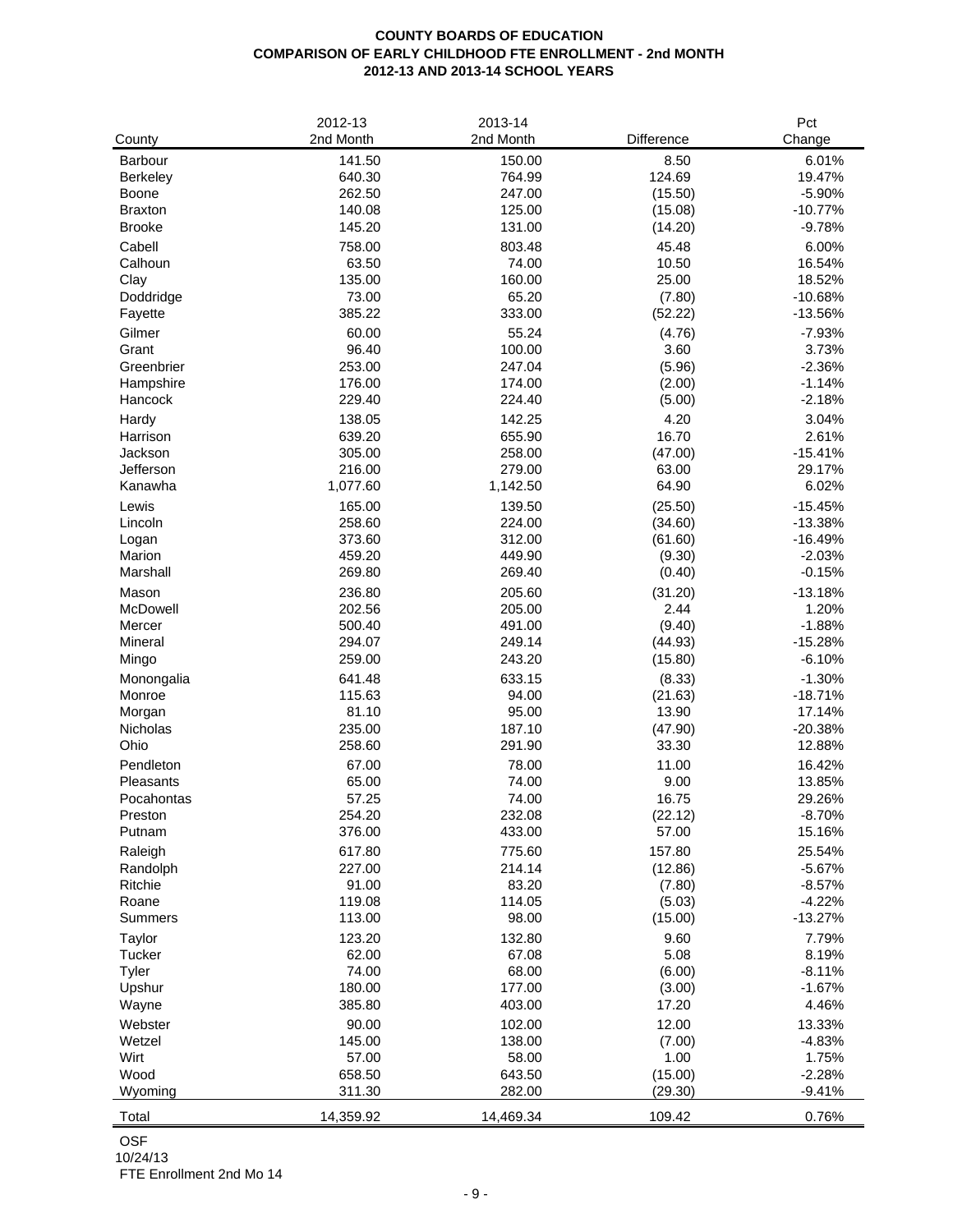**COUNTY BOARDS OF EDUCATION**
**COMPARISON OF EARLY CHILDHOOD FTE ENROLLMENT - 2nd MONTH**
**2012-13 AND 2013-14 SCHOOL YEARS**

| County | 2012-13 2nd Month | 2013-14 2nd Month | Difference | Pct Change |
|---|---|---|---|---|
| Barbour | 141.50 | 150.00 | 8.50 | 6.01% |
| Berkeley | 640.30 | 764.99 | 124.69 | 19.47% |
| Boone | 262.50 | 247.00 | (15.50) | -5.90% |
| Braxton | 140.08 | 125.00 | (15.08) | -10.77% |
| Brooke | 145.20 | 131.00 | (14.20) | -9.78% |
| Cabell | 758.00 | 803.48 | 45.48 | 6.00% |
| Calhoun | 63.50 | 74.00 | 10.50 | 16.54% |
| Clay | 135.00 | 160.00 | 25.00 | 18.52% |
| Doddridge | 73.00 | 65.20 | (7.80) | -10.68% |
| Fayette | 385.22 | 333.00 | (52.22) | -13.56% |
| Gilmer | 60.00 | 55.24 | (4.76) | -7.93% |
| Grant | 96.40 | 100.00 | 3.60 | 3.73% |
| Greenbrier | 253.00 | 247.04 | (5.96) | -2.36% |
| Hampshire | 176.00 | 174.00 | (2.00) | -1.14% |
| Hancock | 229.40 | 224.40 | (5.00) | -2.18% |
| Hardy | 138.05 | 142.25 | 4.20 | 3.04% |
| Harrison | 639.20 | 655.90 | 16.70 | 2.61% |
| Jackson | 305.00 | 258.00 | (47.00) | -15.41% |
| Jefferson | 216.00 | 279.00 | 63.00 | 29.17% |
| Kanawha | 1,077.60 | 1,142.50 | 64.90 | 6.02% |
| Lewis | 165.00 | 139.50 | (25.50) | -15.45% |
| Lincoln | 258.60 | 224.00 | (34.60) | -13.38% |
| Logan | 373.60 | 312.00 | (61.60) | -16.49% |
| Marion | 459.20 | 449.90 | (9.30) | -2.03% |
| Marshall | 269.80 | 269.40 | (0.40) | -0.15% |
| Mason | 236.80 | 205.60 | (31.20) | -13.18% |
| McDowell | 202.56 | 205.00 | 2.44 | 1.20% |
| Mercer | 500.40 | 491.00 | (9.40) | -1.88% |
| Mineral | 294.07 | 249.14 | (44.93) | -15.28% |
| Mingo | 259.00 | 243.20 | (15.80) | -6.10% |
| Monongalia | 641.48 | 633.15 | (8.33) | -1.30% |
| Monroe | 115.63 | 94.00 | (21.63) | -18.71% |
| Morgan | 81.10 | 95.00 | 13.90 | 17.14% |
| Nicholas | 235.00 | 187.10 | (47.90) | -20.38% |
| Ohio | 258.60 | 291.90 | 33.30 | 12.88% |
| Pendleton | 67.00 | 78.00 | 11.00 | 16.42% |
| Pleasants | 65.00 | 74.00 | 9.00 | 13.85% |
| Pocahontas | 57.25 | 74.00 | 16.75 | 29.26% |
| Preston | 254.20 | 232.08 | (22.12) | -8.70% |
| Putnam | 376.00 | 433.00 | 57.00 | 15.16% |
| Raleigh | 617.80 | 775.60 | 157.80 | 25.54% |
| Randolph | 227.00 | 214.14 | (12.86) | -5.67% |
| Ritchie | 91.00 | 83.20 | (7.80) | -8.57% |
| Roane | 119.08 | 114.05 | (5.03) | -4.22% |
| Summers | 113.00 | 98.00 | (15.00) | -13.27% |
| Taylor | 123.20 | 132.80 | 9.60 | 7.79% |
| Tucker | 62.00 | 67.08 | 5.08 | 8.19% |
| Tyler | 74.00 | 68.00 | (6.00) | -8.11% |
| Upshur | 180.00 | 177.00 | (3.00) | -1.67% |
| Wayne | 385.80 | 403.00 | 17.20 | 4.46% |
| Webster | 90.00 | 102.00 | 12.00 | 13.33% |
| Wetzel | 145.00 | 138.00 | (7.00) | -4.83% |
| Wirt | 57.00 | 58.00 | 1.00 | 1.75% |
| Wood | 658.50 | 643.50 | (15.00) | -2.28% |
| Wyoming | 311.30 | 282.00 | (29.30) | -9.41% |
| Total | 14,359.92 | 14,469.34 | 109.42 | 0.76% |

OSF
10/24/13
FTE Enrollment 2nd Mo 14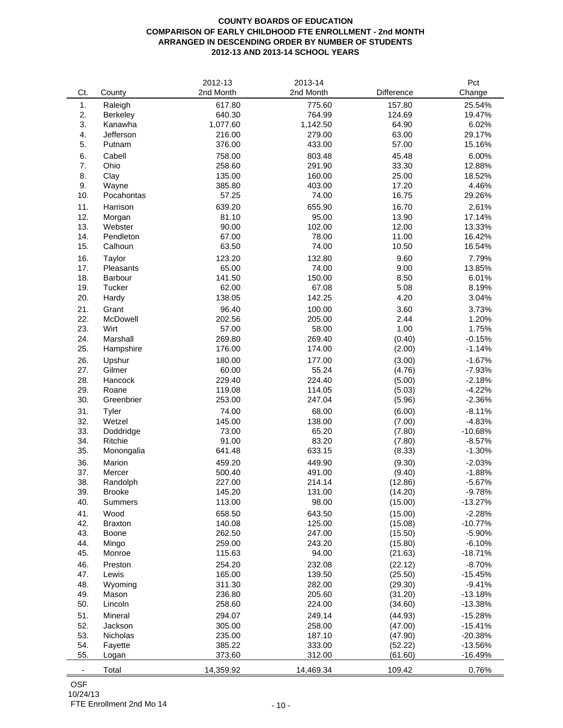**COUNTY BOARDS OF EDUCATION**
**COMPARISON OF EARLY CHILDHOOD FTE ENROLLMENT - 2nd MONTH**
**ARRANGED IN DESCENDING ORDER BY NUMBER OF STUDENTS**
**2012-13 AND 2013-14 SCHOOL YEARS**

| Ct. | County | 2012-13 2nd Month | 2013-14 2nd Month | Difference | Pct Change |
|---|---|---|---|---|---|
| 1. | Raleigh | 617.80 | 775.60 | 157.80 | 25.54% |
| 2. | Berkeley | 640.30 | 764.99 | 124.69 | 19.47% |
| 3. | Kanawha | 1,077.60 | 1,142.50 | 64.90 | 6.02% |
| 4. | Jefferson | 216.00 | 279.00 | 63.00 | 29.17% |
| 5. | Putnam | 376.00 | 433.00 | 57.00 | 15.16% |
| 6. | Cabell | 758.00 | 803.48 | 45.48 | 6.00% |
| 7. | Ohio | 258.60 | 291.90 | 33.30 | 12.88% |
| 8. | Clay | 135.00 | 160.00 | 25.00 | 18.52% |
| 9. | Wayne | 385.80 | 403.00 | 17.20 | 4.46% |
| 10. | Pocahontas | 57.25 | 74.00 | 16.75 | 29.26% |
| 11. | Harrison | 639.20 | 655.90 | 16.70 | 2.61% |
| 12. | Morgan | 81.10 | 95.00 | 13.90 | 17.14% |
| 13. | Webster | 90.00 | 102.00 | 12.00 | 13.33% |
| 14. | Pendleton | 67.00 | 78.00 | 11.00 | 16.42% |
| 15. | Calhoun | 63.50 | 74.00 | 10.50 | 16.54% |
| 16. | Taylor | 123.20 | 132.80 | 9.60 | 7.79% |
| 17. | Pleasants | 65.00 | 74.00 | 9.00 | 13.85% |
| 18. | Barbour | 141.50 | 150.00 | 8.50 | 6.01% |
| 19. | Tucker | 62.00 | 67.08 | 5.08 | 8.19% |
| 20. | Hardy | 138.05 | 142.25 | 4.20 | 3.04% |
| 21. | Grant | 96.40 | 100.00 | 3.60 | 3.73% |
| 22. | McDowell | 202.56 | 205.00 | 2.44 | 1.20% |
| 23. | Wirt | 57.00 | 58.00 | 1.00 | 1.75% |
| 24. | Marshall | 269.80 | 269.40 | (0.40) | -0.15% |
| 25. | Hampshire | 176.00 | 174.00 | (2.00) | -1.14% |
| 26. | Upshur | 180.00 | 177.00 | (3.00) | -1.67% |
| 27. | Gilmer | 60.00 | 55.24 | (4.76) | -7.93% |
| 28. | Hancock | 229.40 | 224.40 | (5.00) | -2.18% |
| 29. | Roane | 119.08 | 114.05 | (5.03) | -4.22% |
| 30. | Greenbrier | 253.00 | 247.04 | (5.96) | -2.36% |
| 31. | Tyler | 74.00 | 68.00 | (6.00) | -8.11% |
| 32. | Wetzel | 145.00 | 138.00 | (7.00) | -4.83% |
| 33. | Doddridge | 73.00 | 65.20 | (7.80) | -10.68% |
| 34. | Ritchie | 91.00 | 83.20 | (7.80) | -8.57% |
| 35. | Monongalia | 641.48 | 633.15 | (8.33) | -1.30% |
| 36. | Marion | 459.20 | 449.90 | (9.30) | -2.03% |
| 37. | Mercer | 500.40 | 491.00 | (9.40) | -1.88% |
| 38. | Randolph | 227.00 | 214.14 | (12.86) | -5.67% |
| 39. | Brooke | 145.20 | 131.00 | (14.20) | -9.78% |
| 40. | Summers | 113.00 | 98.00 | (15.00) | -13.27% |
| 41. | Wood | 658.50 | 643.50 | (15.00) | -2.28% |
| 42. | Braxton | 140.08 | 125.00 | (15.08) | -10.77% |
| 43. | Boone | 262.50 | 247.00 | (15.50) | -5.90% |
| 44. | Mingo | 259.00 | 243.20 | (15.80) | -6.10% |
| 45. | Monroe | 115.63 | 94.00 | (21.63) | -18.71% |
| 46. | Preston | 254.20 | 232.08 | (22.12) | -8.70% |
| 47. | Lewis | 165.00 | 139.50 | (25.50) | -15.45% |
| 48. | Wyoming | 311.30 | 282.00 | (29.30) | -9.41% |
| 49. | Mason | 236.80 | 205.60 | (31.20) | -13.18% |
| 50. | Lincoln | 258.60 | 224.00 | (34.60) | -13.38% |
| 51. | Mineral | 294.07 | 249.14 | (44.93) | -15.28% |
| 52. | Jackson | 305.00 | 258.00 | (47.00) | -15.41% |
| 53. | Nicholas | 235.00 | 187.10 | (47.90) | -20.38% |
| 54. | Fayette | 385.22 | 333.00 | (52.22) | -13.56% |
| 55. | Logan | 373.60 | 312.00 | (61.60) | -16.49% |
| - | Total | 14,359.92 | 14,469.34 | 109.42 | 0.76% |

OSF
10/24/13
FTE Enrollment 2nd Mo 14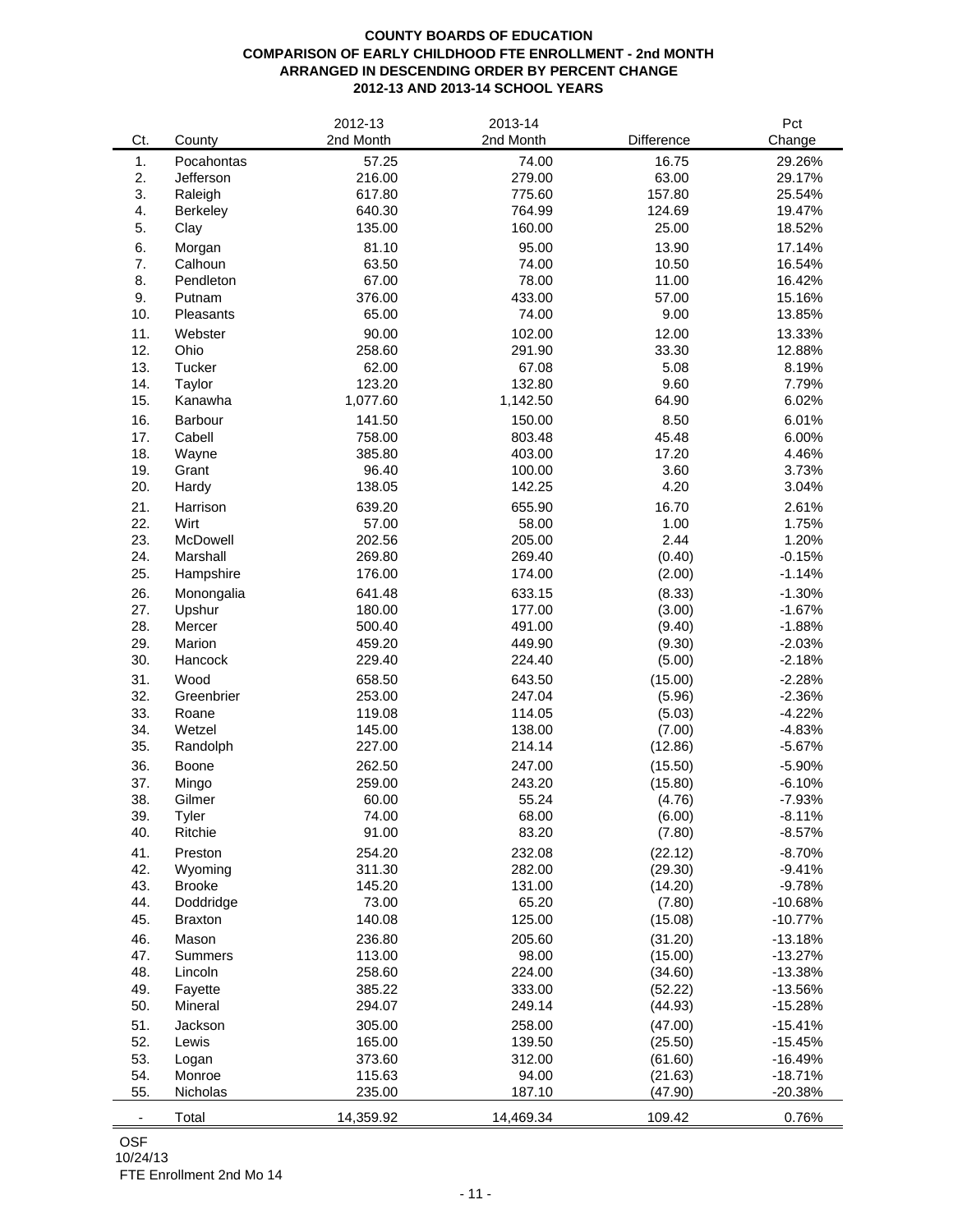**COUNTY BOARDS OF EDUCATION**
**COMPARISON OF EARLY CHILDHOOD FTE ENROLLMENT - 2nd MONTH**
**ARRANGED IN DESCENDING ORDER BY PERCENT CHANGE**
**2012-13 AND 2013-14 SCHOOL YEARS**

| Ct. | County | 2012-13 2nd Month | 2013-14 2nd Month | Difference | Pct Change |
|---|---|---|---|---|---|
| 1. | Pocahontas | 57.25 | 74.00 | 16.75 | 29.26% |
| 2. | Jefferson | 216.00 | 279.00 | 63.00 | 29.17% |
| 3. | Raleigh | 617.80 | 775.60 | 157.80 | 25.54% |
| 4. | Berkeley | 640.30 | 764.99 | 124.69 | 19.47% |
| 5. | Clay | 135.00 | 160.00 | 25.00 | 18.52% |
| 6. | Morgan | 81.10 | 95.00 | 13.90 | 17.14% |
| 7. | Calhoun | 63.50 | 74.00 | 10.50 | 16.54% |
| 8. | Pendleton | 67.00 | 78.00 | 11.00 | 16.42% |
| 9. | Putnam | 376.00 | 433.00 | 57.00 | 15.16% |
| 10. | Pleasants | 65.00 | 74.00 | 9.00 | 13.85% |
| 11. | Webster | 90.00 | 102.00 | 12.00 | 13.33% |
| 12. | Ohio | 258.60 | 291.90 | 33.30 | 12.88% |
| 13. | Tucker | 62.00 | 67.08 | 5.08 | 8.19% |
| 14. | Taylor | 123.20 | 132.80 | 9.60 | 7.79% |
| 15. | Kanawha | 1,077.60 | 1,142.50 | 64.90 | 6.02% |
| 16. | Barbour | 141.50 | 150.00 | 8.50 | 6.01% |
| 17. | Cabell | 758.00 | 803.48 | 45.48 | 6.00% |
| 18. | Wayne | 385.80 | 403.00 | 17.20 | 4.46% |
| 19. | Grant | 96.40 | 100.00 | 3.60 | 3.73% |
| 20. | Hardy | 138.05 | 142.25 | 4.20 | 3.04% |
| 21. | Harrison | 639.20 | 655.90 | 16.70 | 2.61% |
| 22. | Wirt | 57.00 | 58.00 | 1.00 | 1.75% |
| 23. | McDowell | 202.56 | 205.00 | 2.44 | 1.20% |
| 24. | Marshall | 269.80 | 269.40 | (0.40) | -0.15% |
| 25. | Hampshire | 176.00 | 174.00 | (2.00) | -1.14% |
| 26. | Monongalia | 641.48 | 633.15 | (8.33) | -1.30% |
| 27. | Upshur | 180.00 | 177.00 | (3.00) | -1.67% |
| 28. | Mercer | 500.40 | 491.00 | (9.40) | -1.88% |
| 29. | Marion | 459.20 | 449.90 | (9.30) | -2.03% |
| 30. | Hancock | 229.40 | 224.40 | (5.00) | -2.18% |
| 31. | Wood | 658.50 | 643.50 | (15.00) | -2.28% |
| 32. | Greenbrier | 253.00 | 247.04 | (5.96) | -2.36% |
| 33. | Roane | 119.08 | 114.05 | (5.03) | -4.22% |
| 34. | Wetzel | 145.00 | 138.00 | (7.00) | -4.83% |
| 35. | Randolph | 227.00 | 214.14 | (12.86) | -5.67% |
| 36. | Boone | 262.50 | 247.00 | (15.50) | -5.90% |
| 37. | Mingo | 259.00 | 243.20 | (15.80) | -6.10% |
| 38. | Gilmer | 60.00 | 55.24 | (4.76) | -7.93% |
| 39. | Tyler | 74.00 | 68.00 | (6.00) | -8.11% |
| 40. | Ritchie | 91.00 | 83.20 | (7.80) | -8.57% |
| 41. | Preston | 254.20 | 232.08 | (22.12) | -8.70% |
| 42. | Wyoming | 311.30 | 282.00 | (29.30) | -9.41% |
| 43. | Brooke | 145.20 | 131.00 | (14.20) | -9.78% |
| 44. | Doddridge | 73.00 | 65.20 | (7.80) | -10.68% |
| 45. | Braxton | 140.08 | 125.00 | (15.08) | -10.77% |
| 46. | Mason | 236.80 | 205.60 | (31.20) | -13.18% |
| 47. | Summers | 113.00 | 98.00 | (15.00) | -13.27% |
| 48. | Lincoln | 258.60 | 224.00 | (34.60) | -13.38% |
| 49. | Fayette | 385.22 | 333.00 | (52.22) | -13.56% |
| 50. | Mineral | 294.07 | 249.14 | (44.93) | -15.28% |
| 51. | Jackson | 305.00 | 258.00 | (47.00) | -15.41% |
| 52. | Lewis | 165.00 | 139.50 | (25.50) | -15.45% |
| 53. | Logan | 373.60 | 312.00 | (61.60) | -16.49% |
| 54. | Monroe | 115.63 | 94.00 | (21.63) | -18.71% |
| 55. | Nicholas | 235.00 | 187.10 | (47.90) | -20.38% |
| - | Total | 14,359.92 | 14,469.34 | 109.42 | 0.76% |

OSF
10/24/13
FTE Enrollment 2nd Mo 14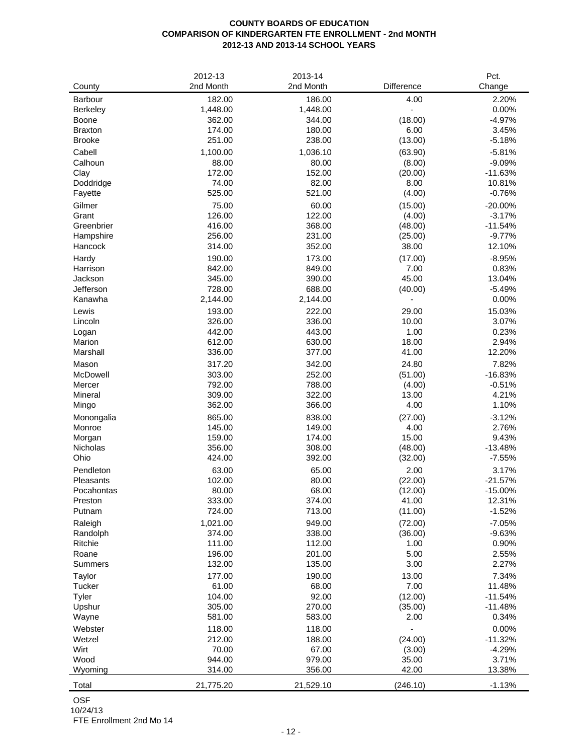**COUNTY BOARDS OF EDUCATION**
**COMPARISON OF KINDERGARTEN FTE ENROLLMENT - 2nd MONTH**
**2012-13 AND 2013-14 SCHOOL YEARS**

| County | 2012-13 2nd Month | 2013-14 2nd Month | Difference | Pct. Change |
|---|---|---|---|---|
| Barbour | 182.00 | 186.00 | 4.00 | 2.20% |
| Berkeley | 1,448.00 | 1,448.00 | - | 0.00% |
| Boone | 362.00 | 344.00 | (18.00) | -4.97% |
| Braxton | 174.00 | 180.00 | 6.00 | 3.45% |
| Brooke | 251.00 | 238.00 | (13.00) | -5.18% |
| Cabell | 1,100.00 | 1,036.10 | (63.90) | -5.81% |
| Calhoun | 88.00 | 80.00 | (8.00) | -9.09% |
| Clay | 172.00 | 152.00 | (20.00) | -11.63% |
| Doddridge | 74.00 | 82.00 | 8.00 | 10.81% |
| Fayette | 525.00 | 521.00 | (4.00) | -0.76% |
| Gilmer | 75.00 | 60.00 | (15.00) | -20.00% |
| Grant | 126.00 | 122.00 | (4.00) | -3.17% |
| Greenbrier | 416.00 | 368.00 | (48.00) | -11.54% |
| Hampshire | 256.00 | 231.00 | (25.00) | -9.77% |
| Hancock | 314.00 | 352.00 | 38.00 | 12.10% |
| Hardy | 190.00 | 173.00 | (17.00) | -8.95% |
| Harrison | 842.00 | 849.00 | 7.00 | 0.83% |
| Jackson | 345.00 | 390.00 | 45.00 | 13.04% |
| Jefferson | 728.00 | 688.00 | (40.00) | -5.49% |
| Kanawha | 2,144.00 | 2,144.00 | - | 0.00% |
| Lewis | 193.00 | 222.00 | 29.00 | 15.03% |
| Lincoln | 326.00 | 336.00 | 10.00 | 3.07% |
| Logan | 442.00 | 443.00 | 1.00 | 0.23% |
| Marion | 612.00 | 630.00 | 18.00 | 2.94% |
| Marshall | 336.00 | 377.00 | 41.00 | 12.20% |
| Mason | 317.20 | 342.00 | 24.80 | 7.82% |
| McDowell | 303.00 | 252.00 | (51.00) | -16.83% |
| Mercer | 792.00 | 788.00 | (4.00) | -0.51% |
| Mineral | 309.00 | 322.00 | 13.00 | 4.21% |
| Mingo | 362.00 | 366.00 | 4.00 | 1.10% |
| Monongalia | 865.00 | 838.00 | (27.00) | -3.12% |
| Monroe | 145.00 | 149.00 | 4.00 | 2.76% |
| Morgan | 159.00 | 174.00 | 15.00 | 9.43% |
| Nicholas | 356.00 | 308.00 | (48.00) | -13.48% |
| Ohio | 424.00 | 392.00 | (32.00) | -7.55% |
| Pendleton | 63.00 | 65.00 | 2.00 | 3.17% |
| Pleasants | 102.00 | 80.00 | (22.00) | -21.57% |
| Pocahontas | 80.00 | 68.00 | (12.00) | -15.00% |
| Preston | 333.00 | 374.00 | 41.00 | 12.31% |
| Putnam | 724.00 | 713.00 | (11.00) | -1.52% |
| Raleigh | 1,021.00 | 949.00 | (72.00) | -7.05% |
| Randolph | 374.00 | 338.00 | (36.00) | -9.63% |
| Ritchie | 111.00 | 112.00 | 1.00 | 0.90% |
| Roane | 196.00 | 201.00 | 5.00 | 2.55% |
| Summers | 132.00 | 135.00 | 3.00 | 2.27% |
| Taylor | 177.00 | 190.00 | 13.00 | 7.34% |
| Tucker | 61.00 | 68.00 | 7.00 | 11.48% |
| Tyler | 104.00 | 92.00 | (12.00) | -11.54% |
| Upshur | 305.00 | 270.00 | (35.00) | -11.48% |
| Wayne | 581.00 | 583.00 | 2.00 | 0.34% |
| Webster | 118.00 | 118.00 | - | 0.00% |
| Wetzel | 212.00 | 188.00 | (24.00) | -11.32% |
| Wirt | 70.00 | 67.00 | (3.00) | -4.29% |
| Wood | 944.00 | 979.00 | 35.00 | 3.71% |
| Wyoming | 314.00 | 356.00 | 42.00 | 13.38% |
| Total | 21,775.20 | 21,529.10 | (246.10) | -1.13% |

OSF
10/24/13
FTE Enrollment 2nd Mo 14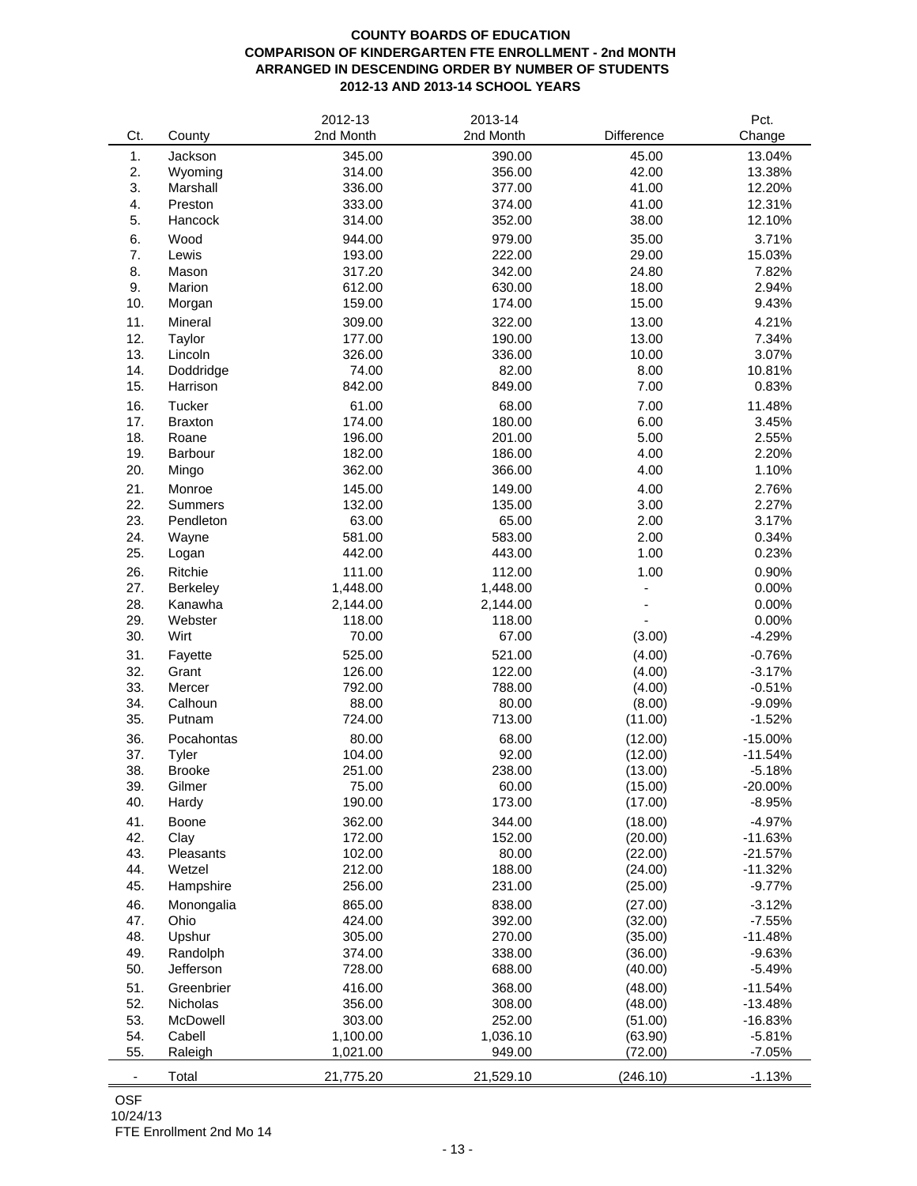**COUNTY BOARDS OF EDUCATION**
**COMPARISON OF KINDERGARTEN FTE ENROLLMENT - 2nd MONTH**
**ARRANGED IN DESCENDING ORDER BY NUMBER OF STUDENTS**
**2012-13 AND 2013-14 SCHOOL YEARS**

| Ct. | County | 2012-13 2nd Month | 2013-14 2nd Month | Difference | Pct. Change |
|---|---|---|---|---|---|
| 1. | Jackson | 345.00 | 390.00 | 45.00 | 13.04% |
| 2. | Wyoming | 314.00 | 356.00 | 42.00 | 13.38% |
| 3. | Marshall | 336.00 | 377.00 | 41.00 | 12.20% |
| 4. | Preston | 333.00 | 374.00 | 41.00 | 12.31% |
| 5. | Hancock | 314.00 | 352.00 | 38.00 | 12.10% |
| 6. | Wood | 944.00 | 979.00 | 35.00 | 3.71% |
| 7. | Lewis | 193.00 | 222.00 | 29.00 | 15.03% |
| 8. | Mason | 317.20 | 342.00 | 24.80 | 7.82% |
| 9. | Marion | 612.00 | 630.00 | 18.00 | 2.94% |
| 10. | Morgan | 159.00 | 174.00 | 15.00 | 9.43% |
| 11. | Mineral | 309.00 | 322.00 | 13.00 | 4.21% |
| 12. | Taylor | 177.00 | 190.00 | 13.00 | 7.34% |
| 13. | Lincoln | 326.00 | 336.00 | 10.00 | 3.07% |
| 14. | Doddridge | 74.00 | 82.00 | 8.00 | 10.81% |
| 15. | Harrison | 842.00 | 849.00 | 7.00 | 0.83% |
| 16. | Tucker | 61.00 | 68.00 | 7.00 | 11.48% |
| 17. | Braxton | 174.00 | 180.00 | 6.00 | 3.45% |
| 18. | Roane | 196.00 | 201.00 | 5.00 | 2.55% |
| 19. | Barbour | 182.00 | 186.00 | 4.00 | 2.20% |
| 20. | Mingo | 362.00 | 366.00 | 4.00 | 1.10% |
| 21. | Monroe | 145.00 | 149.00 | 4.00 | 2.76% |
| 22. | Summers | 132.00 | 135.00 | 3.00 | 2.27% |
| 23. | Pendleton | 63.00 | 65.00 | 2.00 | 3.17% |
| 24. | Wayne | 581.00 | 583.00 | 2.00 | 0.34% |
| 25. | Logan | 442.00 | 443.00 | 1.00 | 0.23% |
| 26. | Ritchie | 111.00 | 112.00 | 1.00 | 0.90% |
| 27. | Berkeley | 1,448.00 | 1,448.00 | - | 0.00% |
| 28. | Kanawha | 2,144.00 | 2,144.00 | - | 0.00% |
| 29. | Webster | 118.00 | 118.00 | - | 0.00% |
| 30. | Wirt | 70.00 | 67.00 | (3.00) | -4.29% |
| 31. | Fayette | 525.00 | 521.00 | (4.00) | -0.76% |
| 32. | Grant | 126.00 | 122.00 | (4.00) | -3.17% |
| 33. | Mercer | 792.00 | 788.00 | (4.00) | -0.51% |
| 34. | Calhoun | 88.00 | 80.00 | (8.00) | -9.09% |
| 35. | Putnam | 724.00 | 713.00 | (11.00) | -1.52% |
| 36. | Pocahontas | 80.00 | 68.00 | (12.00) | -15.00% |
| 37. | Tyler | 104.00 | 92.00 | (12.00) | -11.54% |
| 38. | Brooke | 251.00 | 238.00 | (13.00) | -5.18% |
| 39. | Gilmer | 75.00 | 60.00 | (15.00) | -20.00% |
| 40. | Hardy | 190.00 | 173.00 | (17.00) | -8.95% |
| 41. | Boone | 362.00 | 344.00 | (18.00) | -4.97% |
| 42. | Clay | 172.00 | 152.00 | (20.00) | -11.63% |
| 43. | Pleasants | 102.00 | 80.00 | (22.00) | -21.57% |
| 44. | Wetzel | 212.00 | 188.00 | (24.00) | -11.32% |
| 45. | Hampshire | 256.00 | 231.00 | (25.00) | -9.77% |
| 46. | Monongalia | 865.00 | 838.00 | (27.00) | -3.12% |
| 47. | Ohio | 424.00 | 392.00 | (32.00) | -7.55% |
| 48. | Upshur | 305.00 | 270.00 | (35.00) | -11.48% |
| 49. | Randolph | 374.00 | 338.00 | (36.00) | -9.63% |
| 50. | Jefferson | 728.00 | 688.00 | (40.00) | -5.49% |
| 51. | Greenbrier | 416.00 | 368.00 | (48.00) | -11.54% |
| 52. | Nicholas | 356.00 | 308.00 | (48.00) | -13.48% |
| 53. | McDowell | 303.00 | 252.00 | (51.00) | -16.83% |
| 54. | Cabell | 1,100.00 | 1,036.10 | (63.90) | -5.81% |
| 55. | Raleigh | 1,021.00 | 949.00 | (72.00) | -7.05% |
| - | Total | 21,775.20 | 21,529.10 | (246.10) | -1.13% |

OSF
10/24/13
FTE Enrollment 2nd Mo 14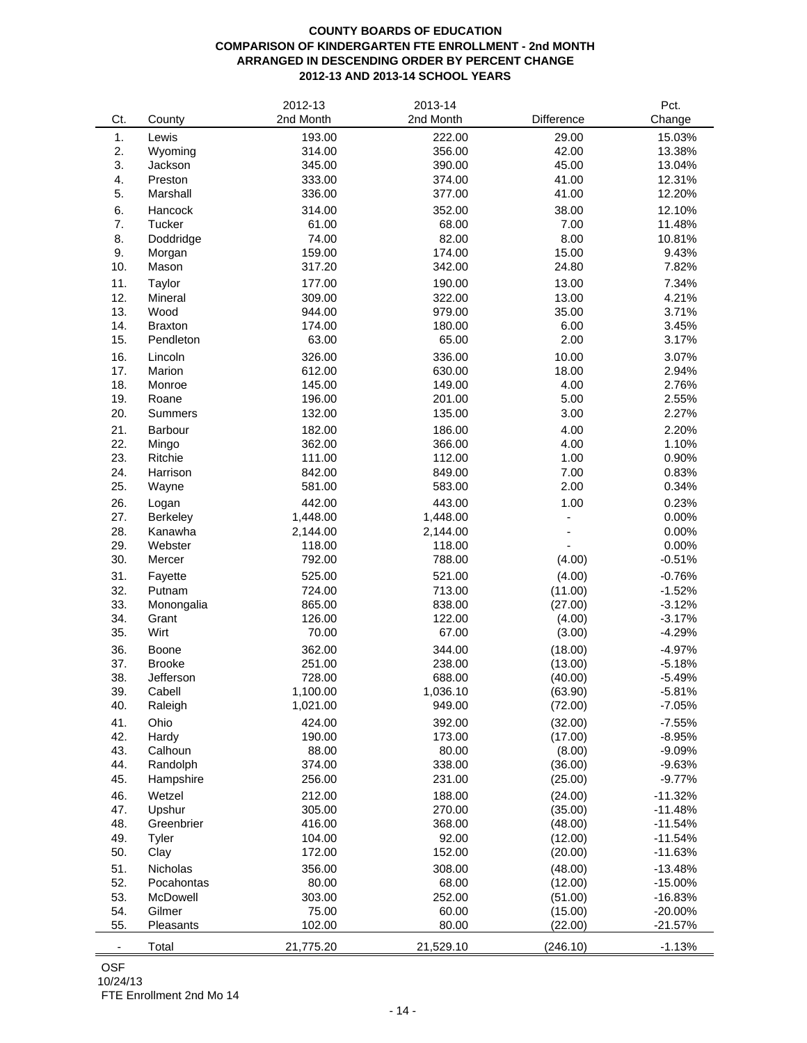**COUNTY BOARDS OF EDUCATION**
**COMPARISON OF KINDERGARTEN FTE ENROLLMENT - 2nd MONTH**
**ARRANGED IN DESCENDING ORDER BY PERCENT CHANGE**
**2012-13 AND 2013-14 SCHOOL YEARS**

| Ct. | County | 2012-13 2nd Month | 2013-14 2nd Month | Difference | Pct. Change |
|---|---|---|---|---|---|
| 1. | Lewis | 193.00 | 222.00 | 29.00 | 15.03% |
| 2. | Wyoming | 314.00 | 356.00 | 42.00 | 13.38% |
| 3. | Jackson | 345.00 | 390.00 | 45.00 | 13.04% |
| 4. | Preston | 333.00 | 374.00 | 41.00 | 12.31% |
| 5. | Marshall | 336.00 | 377.00 | 41.00 | 12.20% |
| 6. | Hancock | 314.00 | 352.00 | 38.00 | 12.10% |
| 7. | Tucker | 61.00 | 68.00 | 7.00 | 11.48% |
| 8. | Doddridge | 74.00 | 82.00 | 8.00 | 10.81% |
| 9. | Morgan | 159.00 | 174.00 | 15.00 | 9.43% |
| 10. | Mason | 317.20 | 342.00 | 24.80 | 7.82% |
| 11. | Taylor | 177.00 | 190.00 | 13.00 | 7.34% |
| 12. | Mineral | 309.00 | 322.00 | 13.00 | 4.21% |
| 13. | Wood | 944.00 | 979.00 | 35.00 | 3.71% |
| 14. | Braxton | 174.00 | 180.00 | 6.00 | 3.45% |
| 15. | Pendleton | 63.00 | 65.00 | 2.00 | 3.17% |
| 16. | Lincoln | 326.00 | 336.00 | 10.00 | 3.07% |
| 17. | Marion | 612.00 | 630.00 | 18.00 | 2.94% |
| 18. | Monroe | 145.00 | 149.00 | 4.00 | 2.76% |
| 19. | Roane | 196.00 | 201.00 | 5.00 | 2.55% |
| 20. | Summers | 132.00 | 135.00 | 3.00 | 2.27% |
| 21. | Barbour | 182.00 | 186.00 | 4.00 | 2.20% |
| 22. | Mingo | 362.00 | 366.00 | 4.00 | 1.10% |
| 23. | Ritchie | 111.00 | 112.00 | 1.00 | 0.90% |
| 24. | Harrison | 842.00 | 849.00 | 7.00 | 0.83% |
| 25. | Wayne | 581.00 | 583.00 | 2.00 | 0.34% |
| 26. | Logan | 442.00 | 443.00 | 1.00 | 0.23% |
| 27. | Berkeley | 1,448.00 | 1,448.00 | - | 0.00% |
| 28. | Kanawha | 2,144.00 | 2,144.00 | - | 0.00% |
| 29. | Webster | 118.00 | 118.00 | - | 0.00% |
| 30. | Mercer | 792.00 | 788.00 | (4.00) | -0.51% |
| 31. | Fayette | 525.00 | 521.00 | (4.00) | -0.76% |
| 32. | Putnam | 724.00 | 713.00 | (11.00) | -1.52% |
| 33. | Monongalia | 865.00 | 838.00 | (27.00) | -3.12% |
| 34. | Grant | 126.00 | 122.00 | (4.00) | -3.17% |
| 35. | Wirt | 70.00 | 67.00 | (3.00) | -4.29% |
| 36. | Boone | 362.00 | 344.00 | (18.00) | -4.97% |
| 37. | Brooke | 251.00 | 238.00 | (13.00) | -5.18% |
| 38. | Jefferson | 728.00 | 688.00 | (40.00) | -5.49% |
| 39. | Cabell | 1,100.00 | 1,036.10 | (63.90) | -5.81% |
| 40. | Raleigh | 1,021.00 | 949.00 | (72.00) | -7.05% |
| 41. | Ohio | 424.00 | 392.00 | (32.00) | -7.55% |
| 42. | Hardy | 190.00 | 173.00 | (17.00) | -8.95% |
| 43. | Calhoun | 88.00 | 80.00 | (8.00) | -9.09% |
| 44. | Randolph | 374.00 | 338.00 | (36.00) | -9.63% |
| 45. | Hampshire | 256.00 | 231.00 | (25.00) | -9.77% |
| 46. | Wetzel | 212.00 | 188.00 | (24.00) | -11.32% |
| 47. | Upshur | 305.00 | 270.00 | (35.00) | -11.48% |
| 48. | Greenbrier | 416.00 | 368.00 | (48.00) | -11.54% |
| 49. | Tyler | 104.00 | 92.00 | (12.00) | -11.54% |
| 50. | Clay | 172.00 | 152.00 | (20.00) | -11.63% |
| 51. | Nicholas | 356.00 | 308.00 | (48.00) | -13.48% |
| 52. | Pocahontas | 80.00 | 68.00 | (12.00) | -15.00% |
| 53. | McDowell | 303.00 | 252.00 | (51.00) | -16.83% |
| 54. | Gilmer | 75.00 | 60.00 | (15.00) | -20.00% |
| 55. | Pleasants | 102.00 | 80.00 | (22.00) | -21.57% |
| - | Total | 21,775.20 | 21,529.10 | (246.10) | -1.13% |

OSF
10/24/13
FTE Enrollment 2nd Mo 14